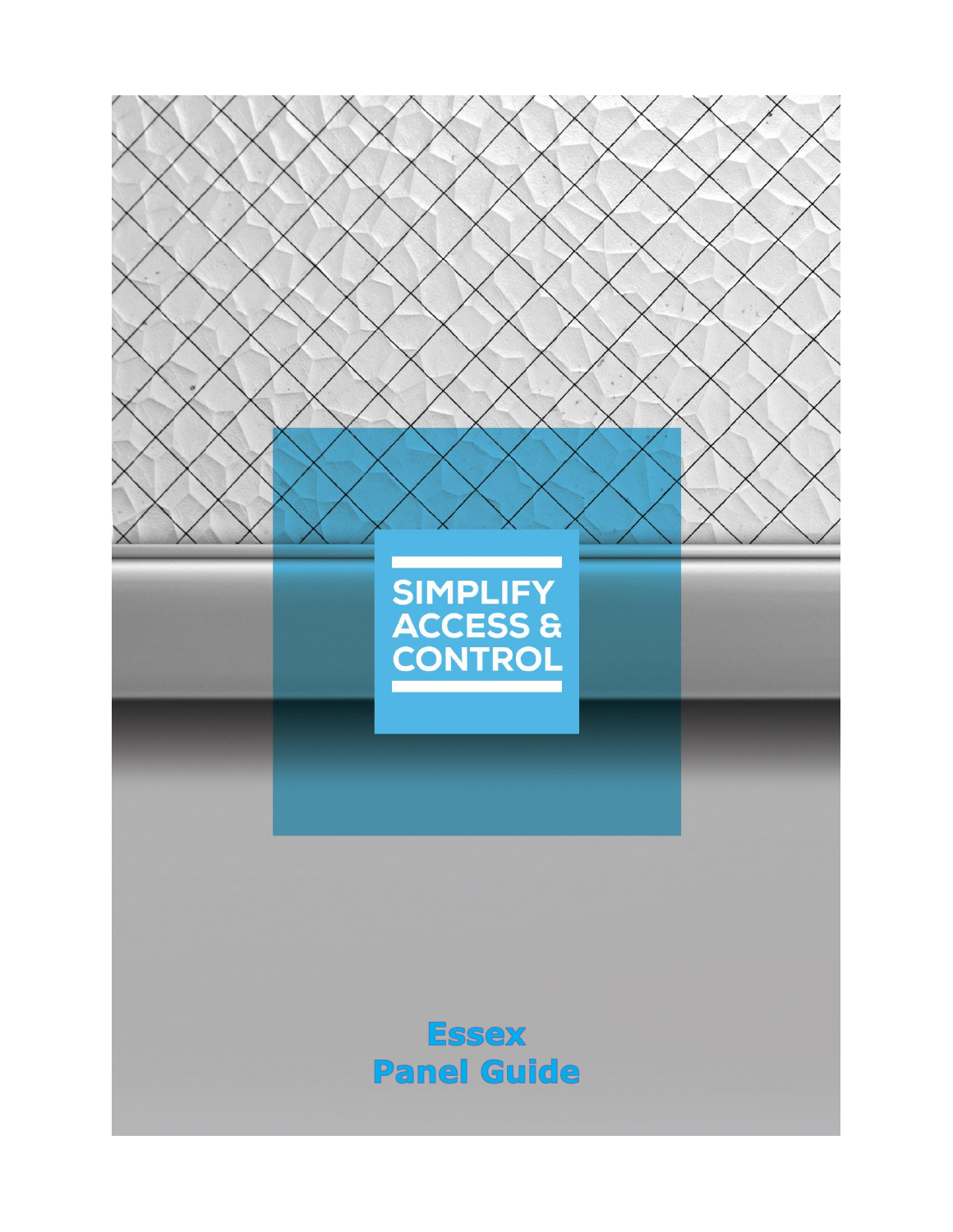SIMPLIFY ACCESS & CONTROL

# Essex Panel Guide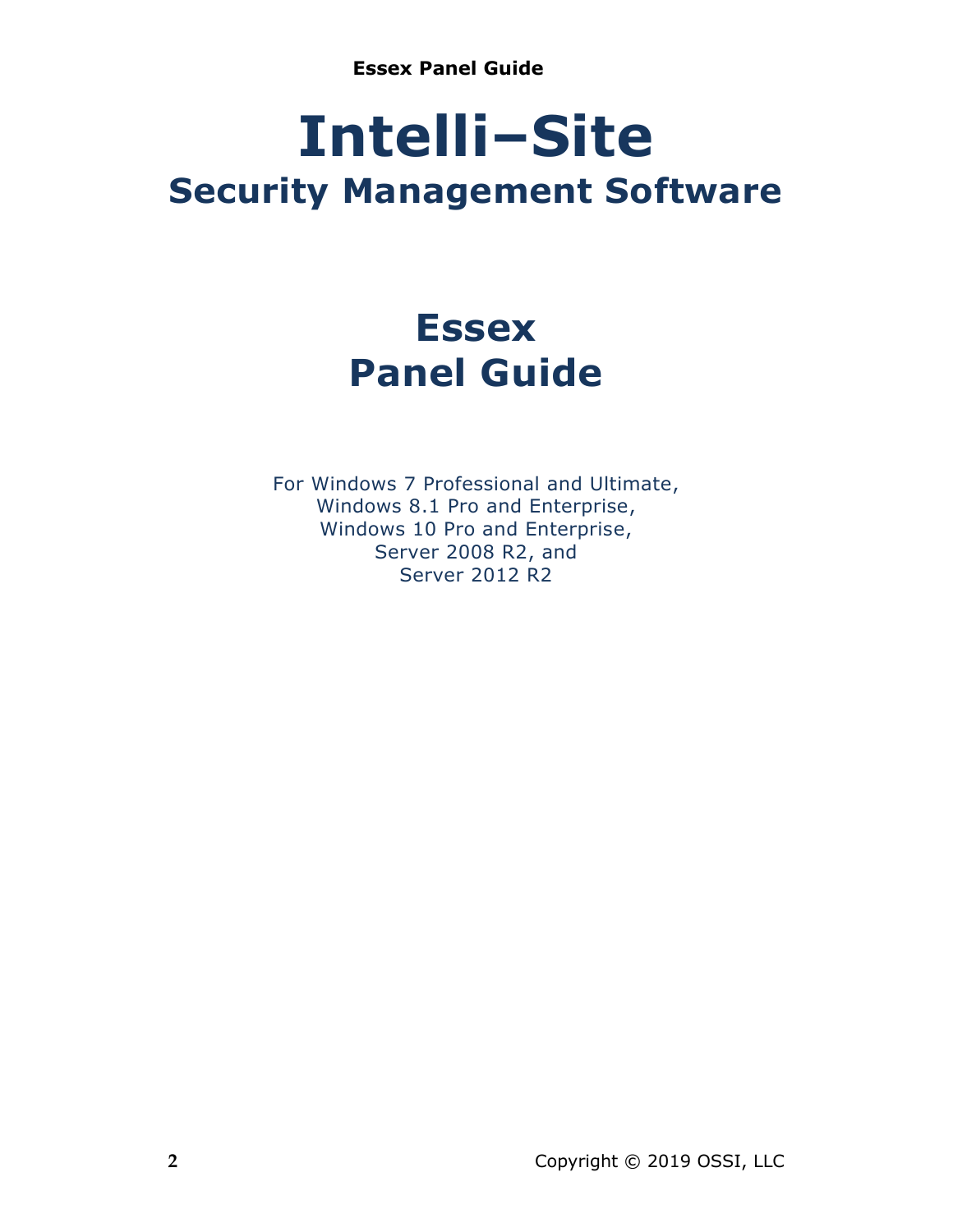# Intelli–Site

## Security Management Software

# Essex
# Panel Guide

For Windows 7 Professional and Ultimate,
Windows 8.1 Pro and Enterprise,
Windows 10 Pro and Enterprise,
Server 2008 R2, and
Server 2012 R2

Copyright © 2019 OSSI, LLC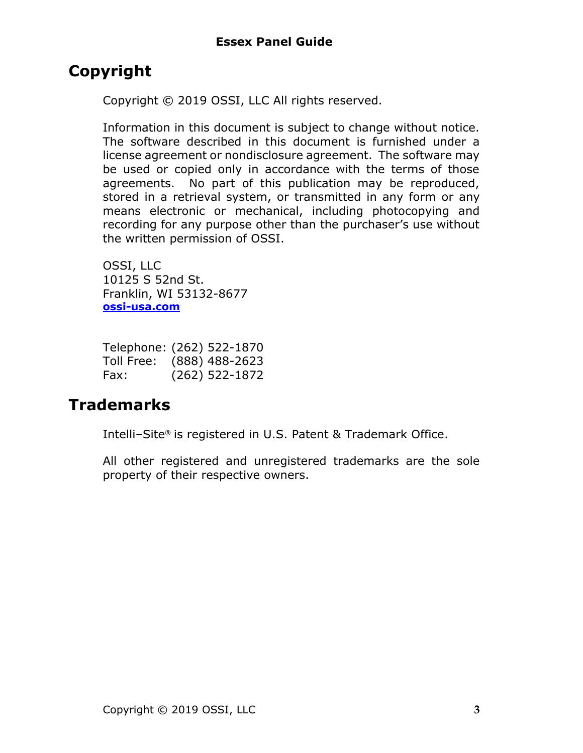# Copyright

Copyright © 2019 OSSI, LLC All rights reserved.

Information in this document is subject to change without notice. The software described in this document is furnished under a license agreement or nondisclosure agreement. The software may be used or copied only in accordance with the terms of those agreements. No part of this publication may be reproduced, stored in a retrieval system, or transmitted in any form or any means electronic or mechanical, including photocopying and recording for any purpose other than the purchaser's use without the written permission of OSSI.

OSSI, LLC
10125 S 52nd St.
Franklin, WI 53132-8677
**ossi-usa.com**

Telephone: (262) 522-1870
Toll Free: (888) 488-2623
Fax: (262) 522-1872

# Trademarks

Intelli–Site® is registered in U.S. Patent & Trademark Office.

All other registered and unregistered trademarks are the sole property of their respective owners.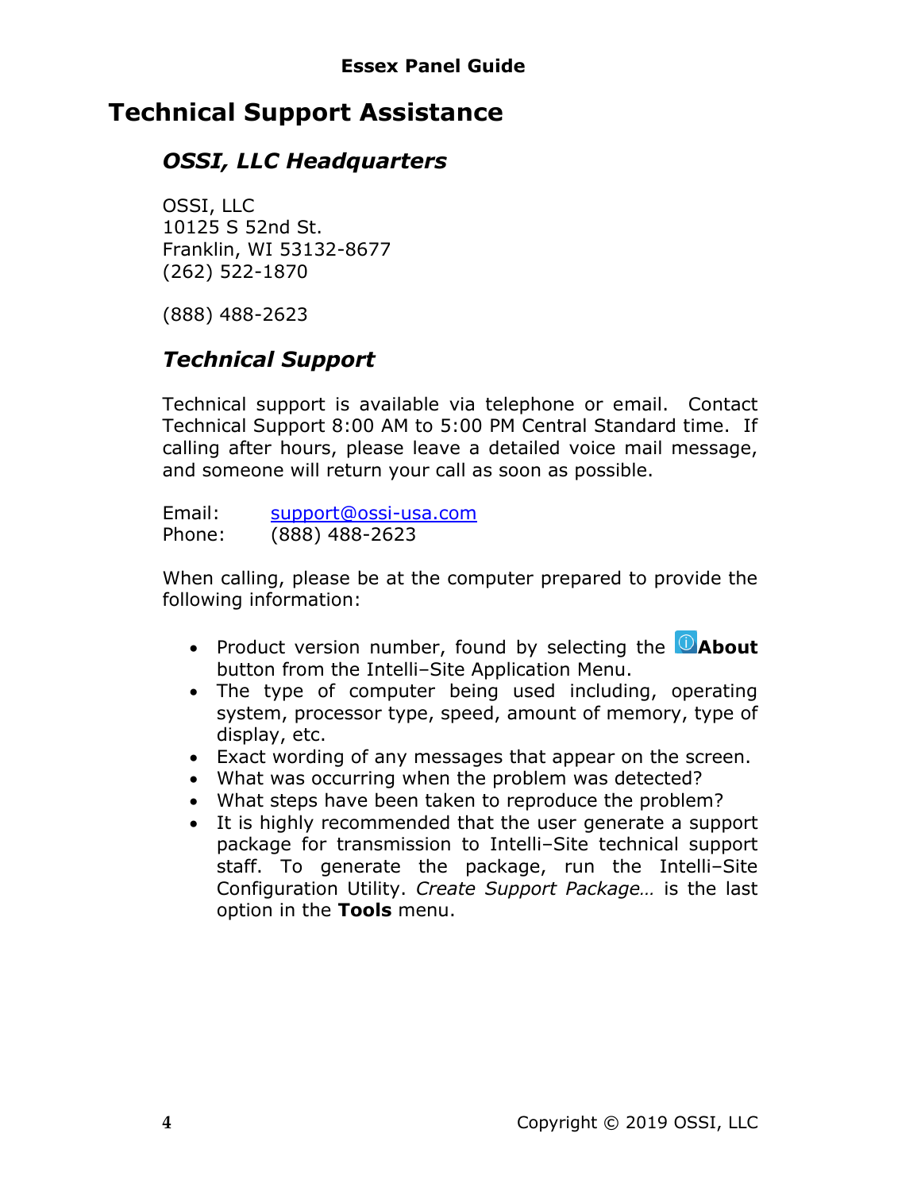# Technical Support Assistance

## *OSSI, LLC Headquarters*

OSSI, LLC
10125 S 52nd St.
Franklin, WI 53132-8677
(262) 522-1870

(888) 488-2623

## *Technical Support*

Technical support is available via telephone or email. Contact Technical Support 8:00 AM to 5:00 PM Central Standard time. If calling after hours, please leave a detailed voice mail message, and someone will return your call as soon as possible.

Email: support@ossi-usa.com
Phone: (888) 488-2623

When calling, please be at the computer prepared to provide the following information:

- Product version number, found by selecting the **About** button from the Intelli–Site Application Menu.
- The type of computer being used including, operating system, processor type, speed, amount of memory, type of display, etc.
- Exact wording of any messages that appear on the screen.
- What was occurring when the problem was detected?
- What steps have been taken to reproduce the problem?
- It is highly recommended that the user generate a support package for transmission to Intelli–Site technical support staff. To generate the package, run the Intelli–Site Configuration Utility. *Create Support Package…* is the last option in the **Tools** menu.

Copyright © 2019 OSSI, LLC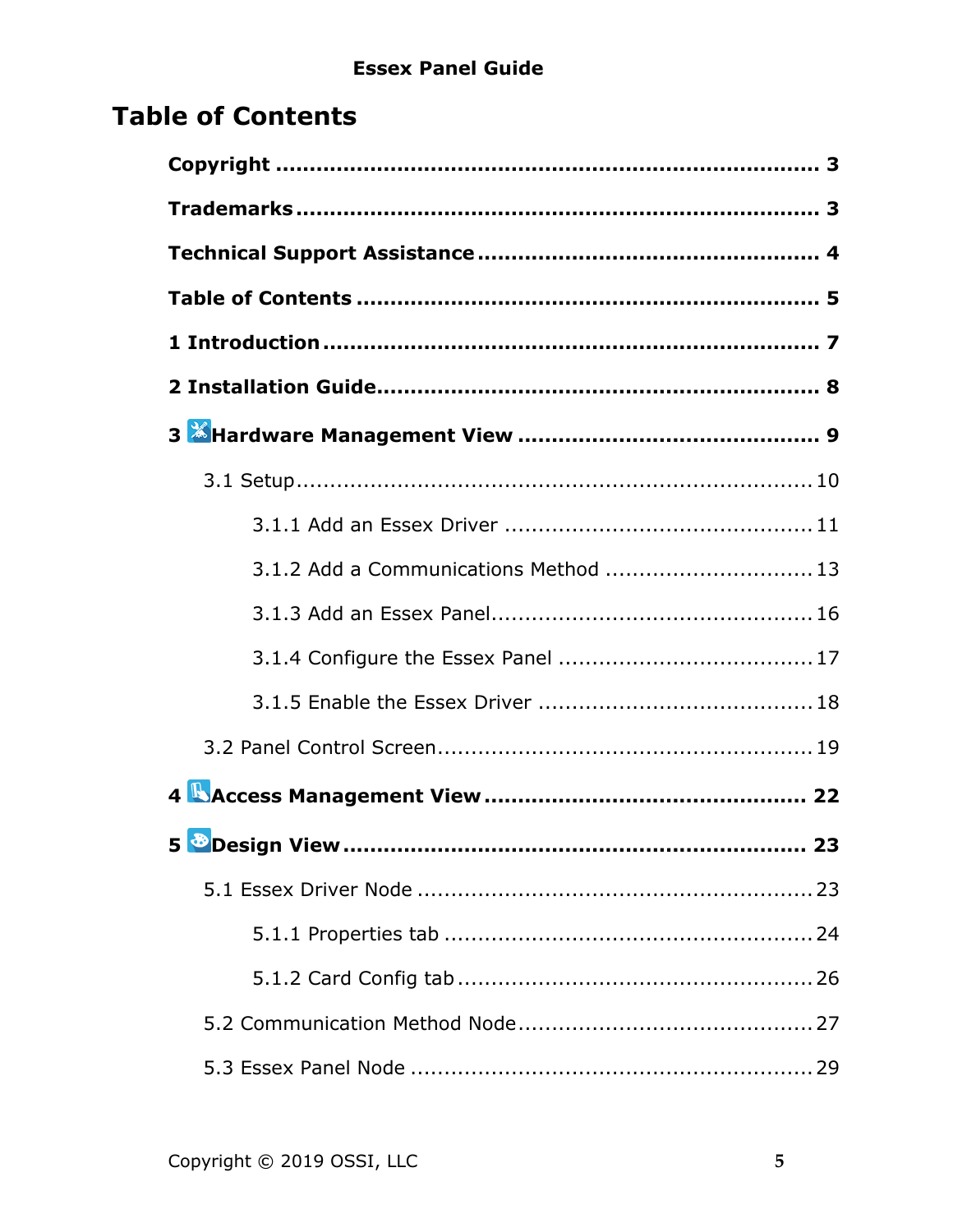# Table of Contents

**Copyright** ........................................................................ **3**

**Trademarks** ...................................................................... **3**

**Technical Support Assistance** ........................................... **4**

**Table of Contents** .............................................................. **5**

**1 Introduction** ................................................................... **7**

**2 Installation Guide** ........................................................... **8**

**3 Hardware Management View** ........................................... **9**

3.1 Setup ........................................................................... 10

3.1.1 Add an Essex Driver ............................................... 11

3.1.2 Add a Communications Method ............................... 13

3.1.3 Add an Essex Panel ................................................. 16

3.1.4 Configure the Essex Panel ....................................... 17

3.1.5 Enable the Essex Driver .......................................... 18

3.2 Panel Control Screen ..................................................... 19

**4 Access Management View** .............................................. **22**

**5 Design View** .................................................................. **23**

5.1 Essex Driver Node ......................................................... 23

5.1.1 Properties tab ........................................................ 24

5.1.2 Card Config tab ...................................................... 26

5.2 Communication Method Node .......................................... 27

5.3 Essex Panel Node .......................................................... 29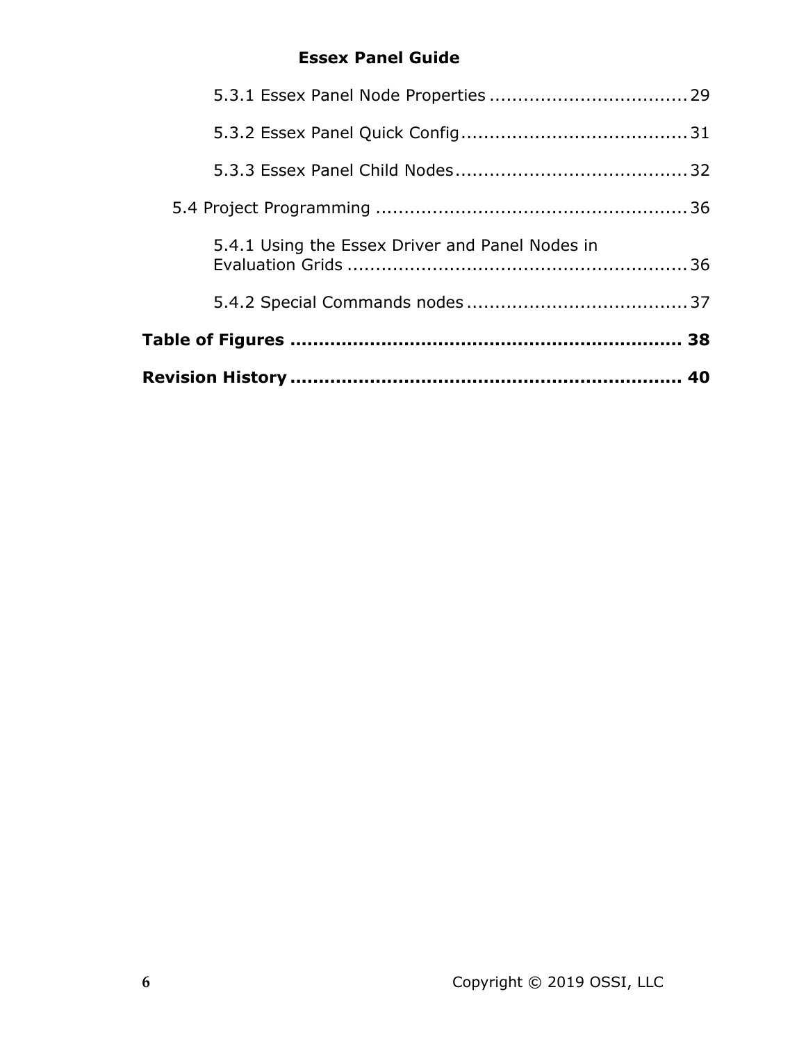5.3.1 Essex Panel Node Properties .................................. 29

5.3.2 Essex Panel Quick Config ....................................... 31

5.3.3 Essex Panel Child Nodes ........................................ 32

5.4 Project Programming ...................................................... 36

5.4.1 Using the Essex Driver and Panel Nodes in Evaluation Grids ........................................................... 36

5.4.2 Special Commands nodes ...................................... 37

**Table of Figures ................................................................... 38**

**Revision History ................................................................... 40**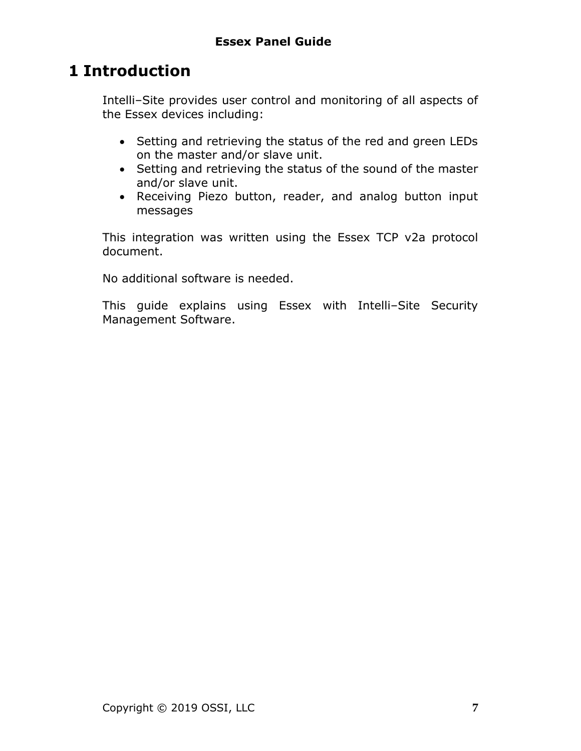# 1 Introduction

Intelli–Site provides user control and monitoring of all aspects of the Essex devices including:

- Setting and retrieving the status of the red and green LEDs on the master and/or slave unit.
- Setting and retrieving the status of the sound of the master and/or slave unit.
- Receiving Piezo button, reader, and analog button input messages

This integration was written using the Essex TCP v2a protocol document.

No additional software is needed.

This guide explains using Essex with Intelli–Site Security Management Software.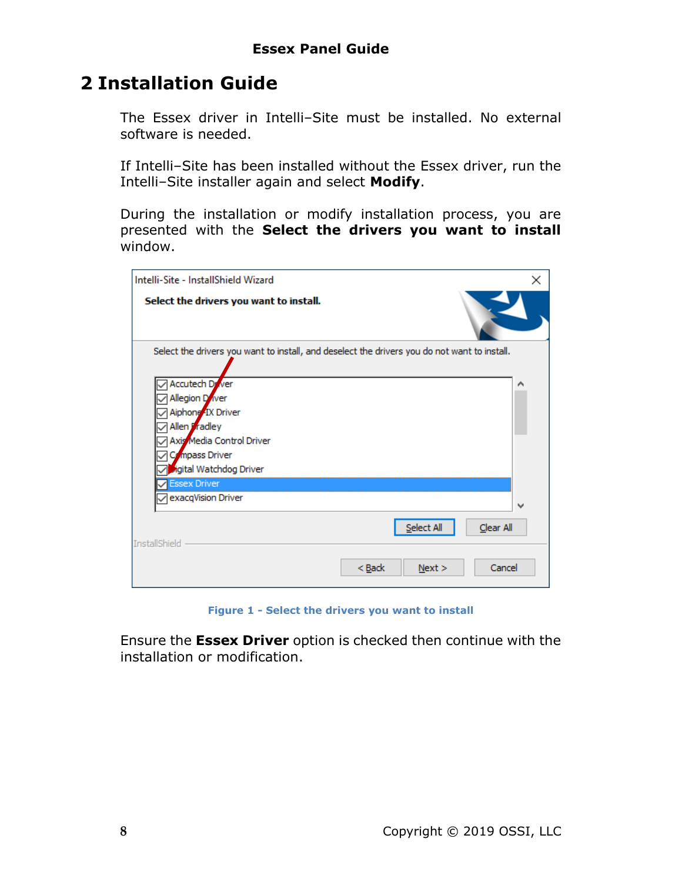# 2 Installation Guide

The Essex driver in Intelli–Site must be installed. No external software is needed.

If Intelli–Site has been installed without the Essex driver, run the Intelli–Site installer again and select **Modify**.

During the installation or modify installation process, you are presented with the **Select the drivers you want to install** window.

Figure 1 - Select the drivers you want to install

Ensure the **Essex Driver** option is checked then continue with the installation or modification.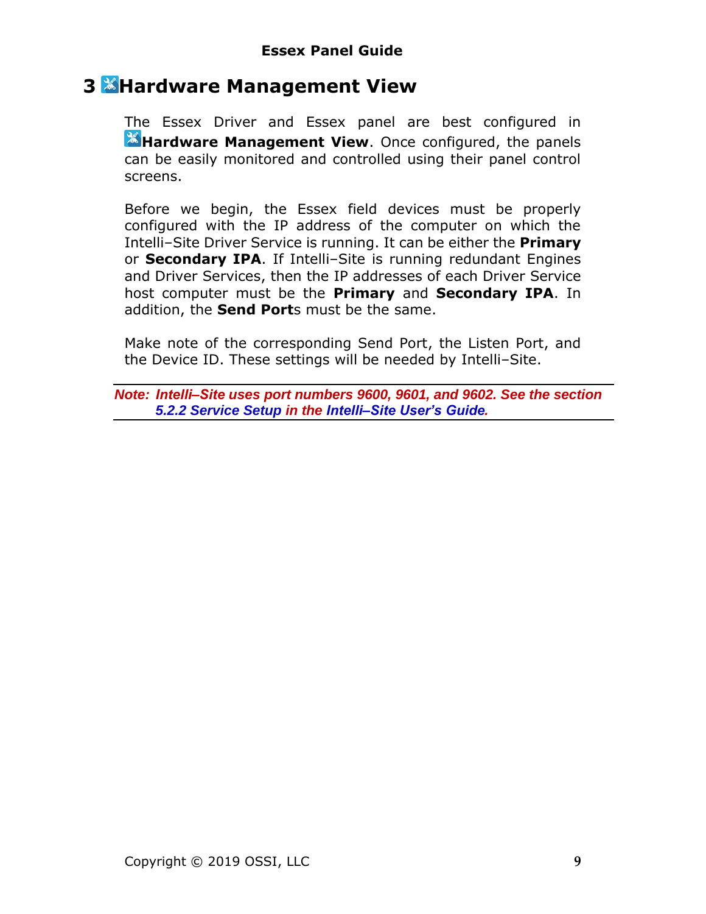# 3 Hardware Management View

The Essex Driver and Essex panel are best configured in **Hardware Management View**. Once configured, the panels can be easily monitored and controlled using their panel control screens.

Before we begin, the Essex field devices must be properly configured with the IP address of the computer on which the Intelli–Site Driver Service is running. It can be either the **Primary** or **Secondary IPA**. If Intelli–Site is running redundant Engines and Driver Services, then the IP addresses of each Driver Service host computer must be the **Primary** and **Secondary IPA**. In addition, the **Send Port**s must be the same.

Make note of the corresponding Send Port, the Listen Port, and the Device ID. These settings will be needed by Intelli–Site.

---

***Note: Intelli–Site uses port numbers 9600, 9601, and 9602. See the section 5.2.2 Service Setup in the Intelli–Site User's Guide.***

---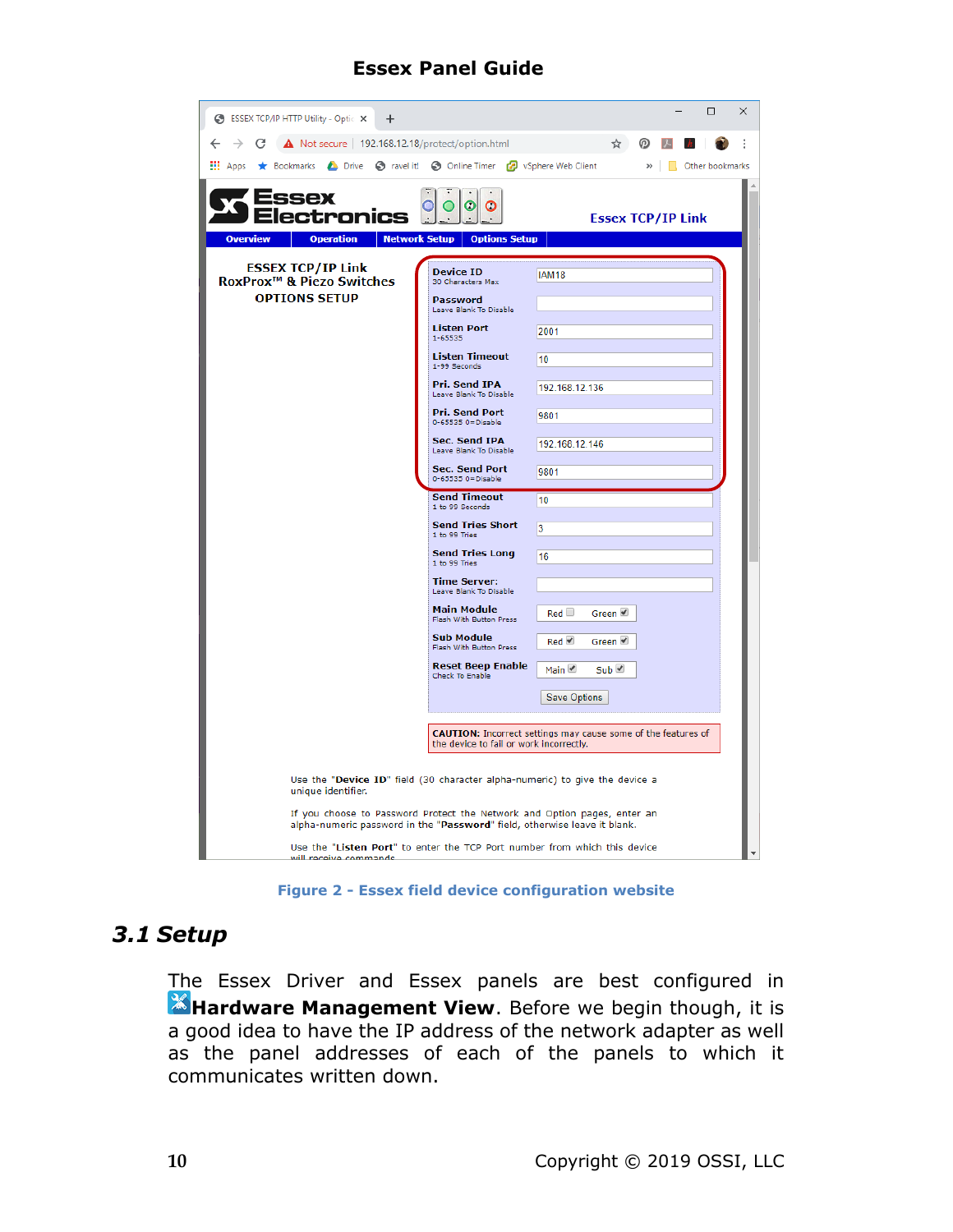Figure 2 - Essex field device configuration website

## 3.1 Setup

The Essex Driver and Essex panels are best configured in **Hardware Management View**. Before we begin though, it is a good idea to have the IP address of the network adapter as well as the panel addresses of each of the panels to which it communicates written down.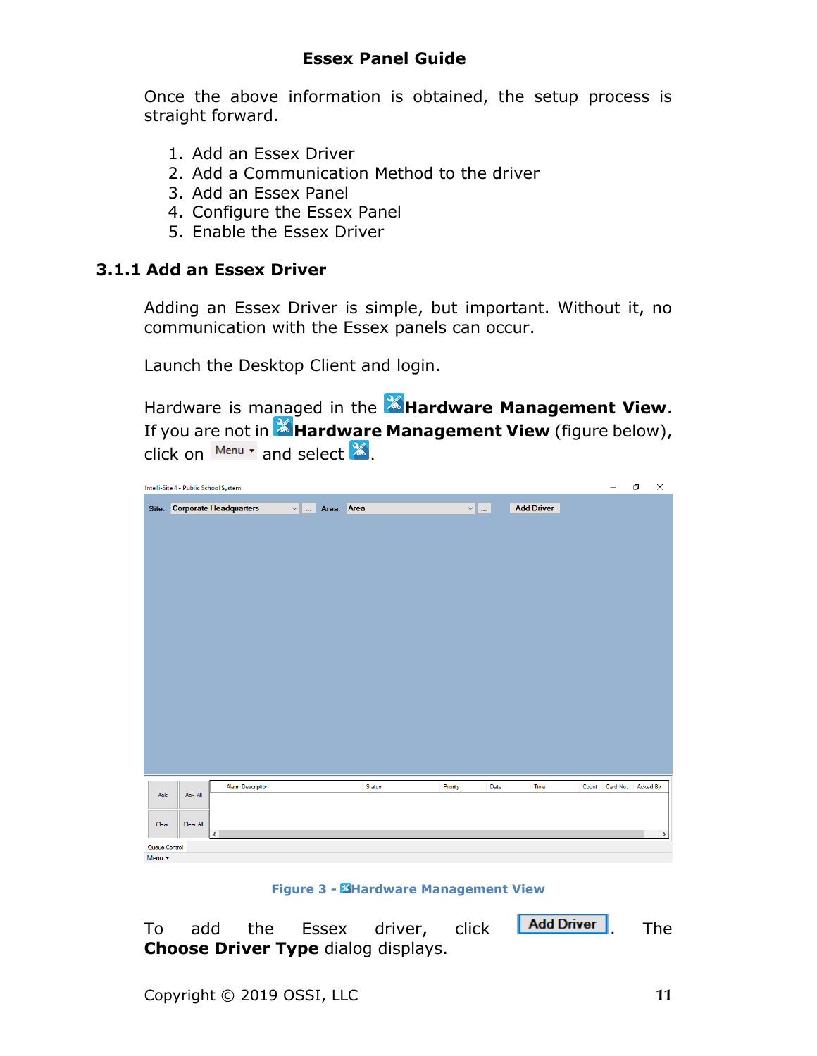Once the above information is obtained, the setup process is straight forward.

1. Add an Essex Driver
2. Add a Communication Method to the driver
3. Add an Essex Panel
4. Configure the Essex Panel
5. Enable the Essex Driver

### 3.1.1 Add an Essex Driver

Adding an Essex Driver is simple, but important. Without it, no communication with the Essex panels can occur.

Launch the Desktop Client and login.

Hardware is managed in the **Hardware Management View**. If you are not in **Hardware Management View** (figure below), click on Menu and select .

Figure 3 - Hardware Management View

To add the Essex driver, click **Add Driver**. The **Choose Driver Type** dialog displays.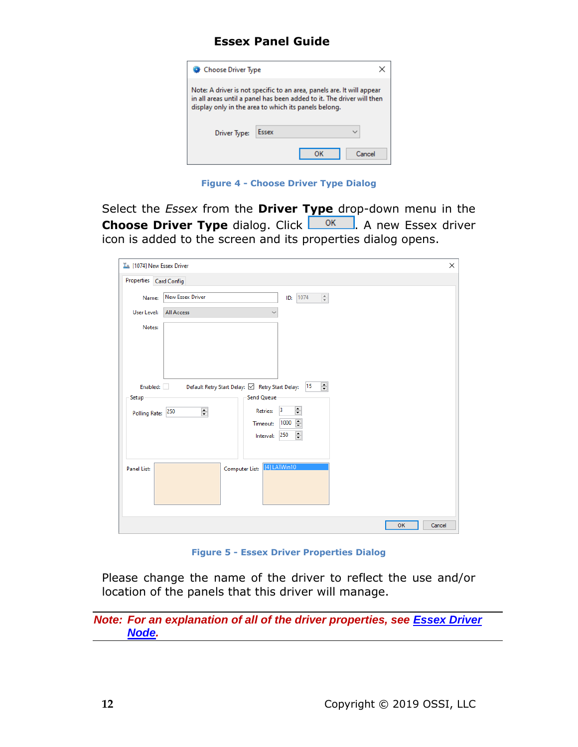Figure 4 - Choose Driver Type Dialog

Select the *Essex* from the **Driver Type** drop-down menu in the **Choose Driver Type** dialog. Click OK. A new Essex driver icon is added to the screen and its properties dialog opens.

Figure 5 - Essex Driver Properties Dialog

Please change the name of the driver to reflect the use and/or location of the panels that this driver will manage.

*Note: For an explanation of all of the driver properties, see* ***Essex Driver Node***.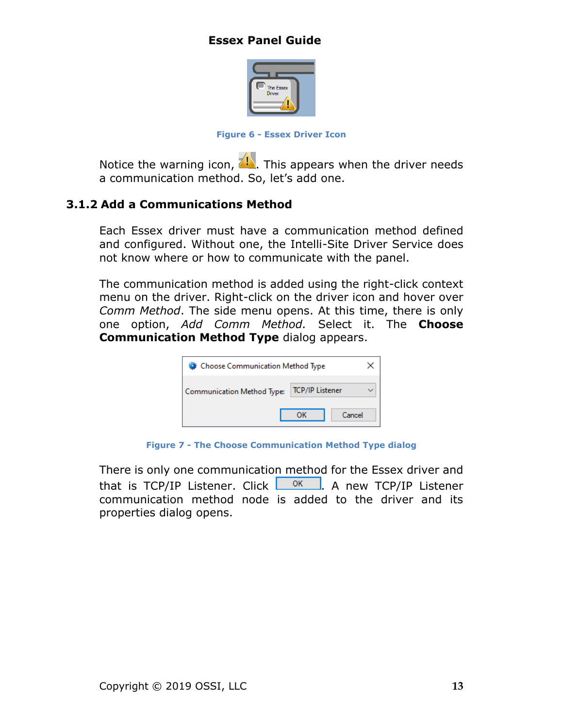Figure 6 - Essex Driver Icon

Notice the warning icon, . This appears when the driver needs a communication method. So, let's add one.

### 3.1.2 Add a Communications Method

Each Essex driver must have a communication method defined and configured. Without one, the Intelli-Site Driver Service does not know where or how to communicate with the panel.

The communication method is added using the right-click context menu on the driver. Right-click on the driver icon and hover over *Comm Method*. The side menu opens. At this time, there is only one option, *Add Comm Method.* Select it. The **Choose Communication Method Type** dialog appears.

Figure 7 - The Choose Communication Method Type dialog

There is only one communication method for the Essex driver and that is TCP/IP Listener. Click OK. A new TCP/IP Listener communication method node is added to the driver and its properties dialog opens.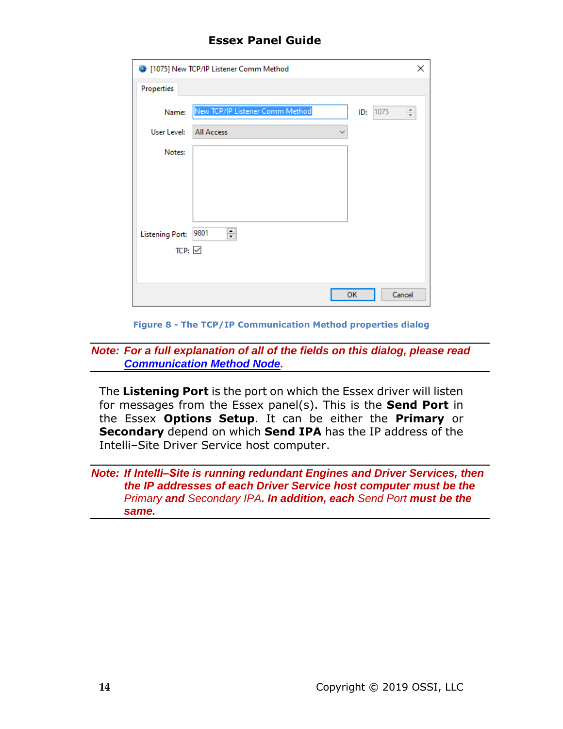Figure 8 - The TCP/IP Communication Method properties dialog

***Note: For a full explanation of all of the fields on this dialog, please read Communication Method Node.***

The **Listening Port** is the port on which the Essex driver will listen for messages from the Essex panel(s). This is the **Send Port** in the Essex **Options Setup**. It can be either the **Primary** or **Secondary** depend on which **Send IPA** has the IP address of the Intelli–Site Driver Service host computer.

***Note: If Intelli–Site is running redundant Engines and Driver Services, then the IP addresses of each Driver Service host computer must be the*** *Primary* ***and*** *Secondary IPA*. ***In addition, each*** *Send Port* ***must be the same.***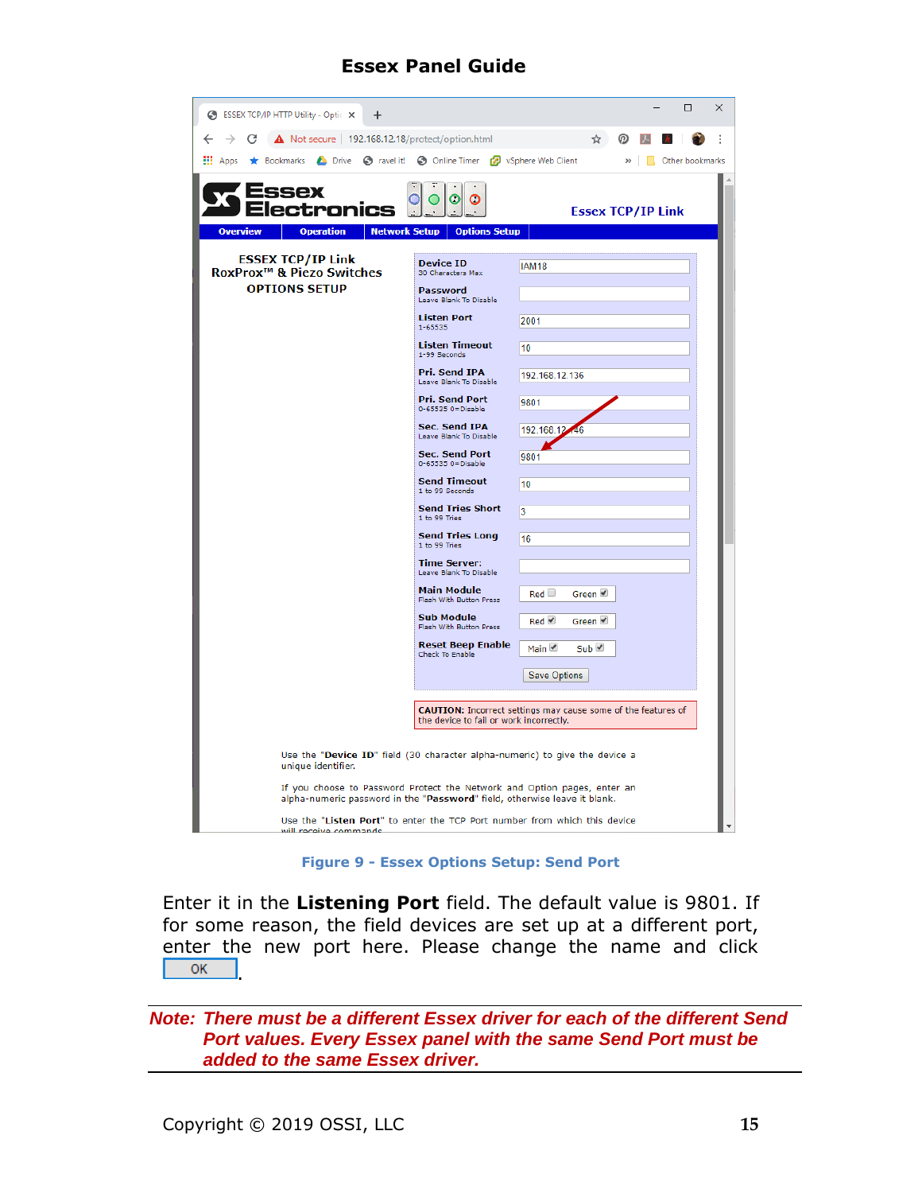# Essex Panel Guide

Figure 9 - Essex Options Setup: Send Port

Enter it in the **Listening Port** field. The default value is 9801. If for some reason, the field devices are set up at a different port, enter the new port here. Please change the name and click OK.

*Note: There must be a different Essex driver for each of the different Send Port values. Every Essex panel with the same Send Port must be added to the same Essex driver.*

Copyright © 2019 OSSI, LLC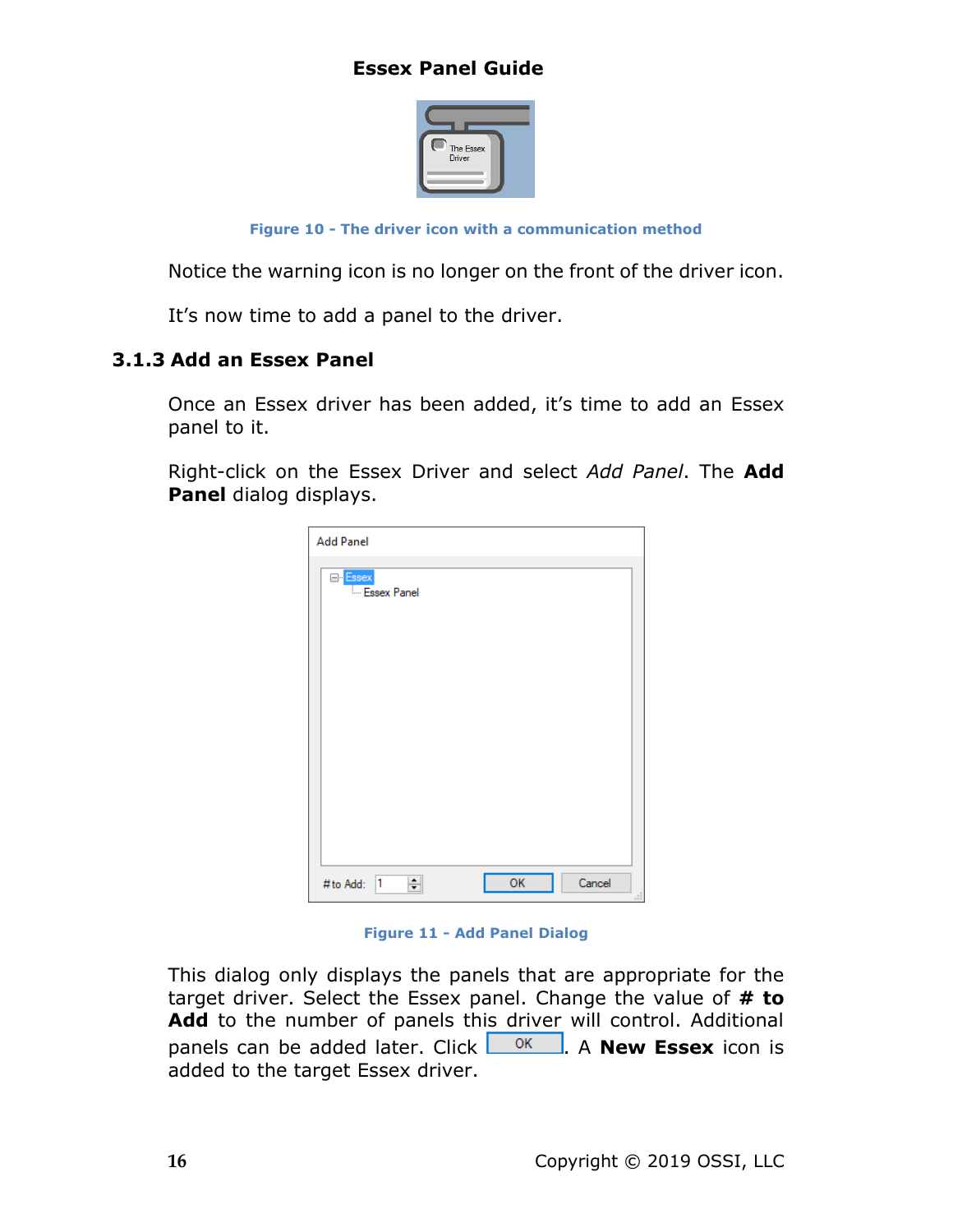Figure 10 - The driver icon with a communication method

Notice the warning icon is no longer on the front of the driver icon.

It's now time to add a panel to the driver.

### 3.1.3 Add an Essex Panel

Once an Essex driver has been added, it's time to add an Essex panel to it.

Right-click on the Essex Driver and select *Add Panel*. The **Add Panel** dialog displays.

Figure 11 - Add Panel Dialog

This dialog only displays the panels that are appropriate for the target driver. Select the Essex panel. Change the value of **# to Add** to the number of panels this driver will control. Additional panels can be added later. Click OK. A **New Essex** icon is added to the target Essex driver.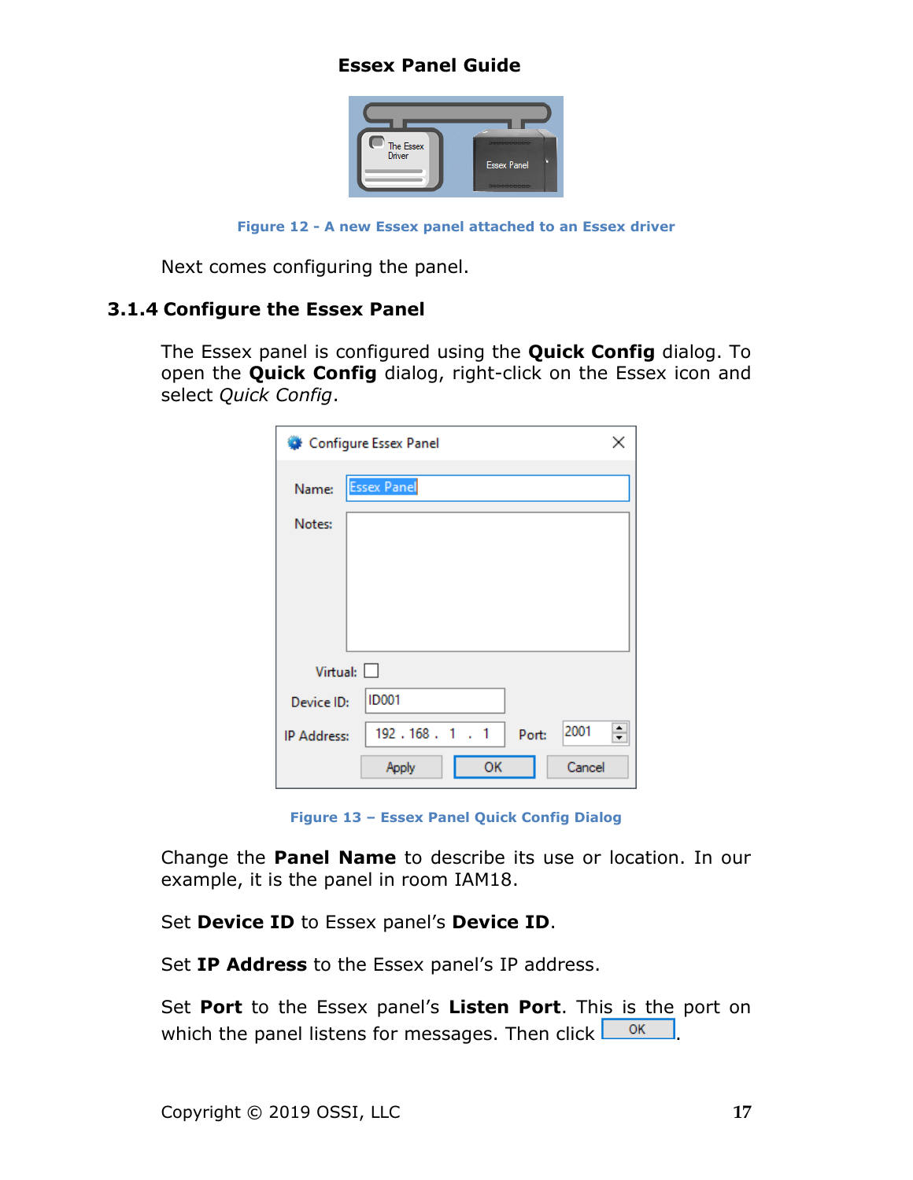Figure 12 - A new Essex panel attached to an Essex driver

Next comes configuring the panel.

### 3.1.4 Configure the Essex Panel

The Essex panel is configured using the **Quick Config** dialog. To open the **Quick Config** dialog, right-click on the Essex icon and select *Quick Config*.

Figure 13 – Essex Panel Quick Config Dialog

Change the **Panel Name** to describe its use or location. In our example, it is the panel in room IAM18.

Set **Device ID** to Essex panel's **Device ID**.

Set **IP Address** to the Essex panel's IP address.

Set **Port** to the Essex panel's **Listen Port**. This is the port on which the panel listens for messages. Then click OK.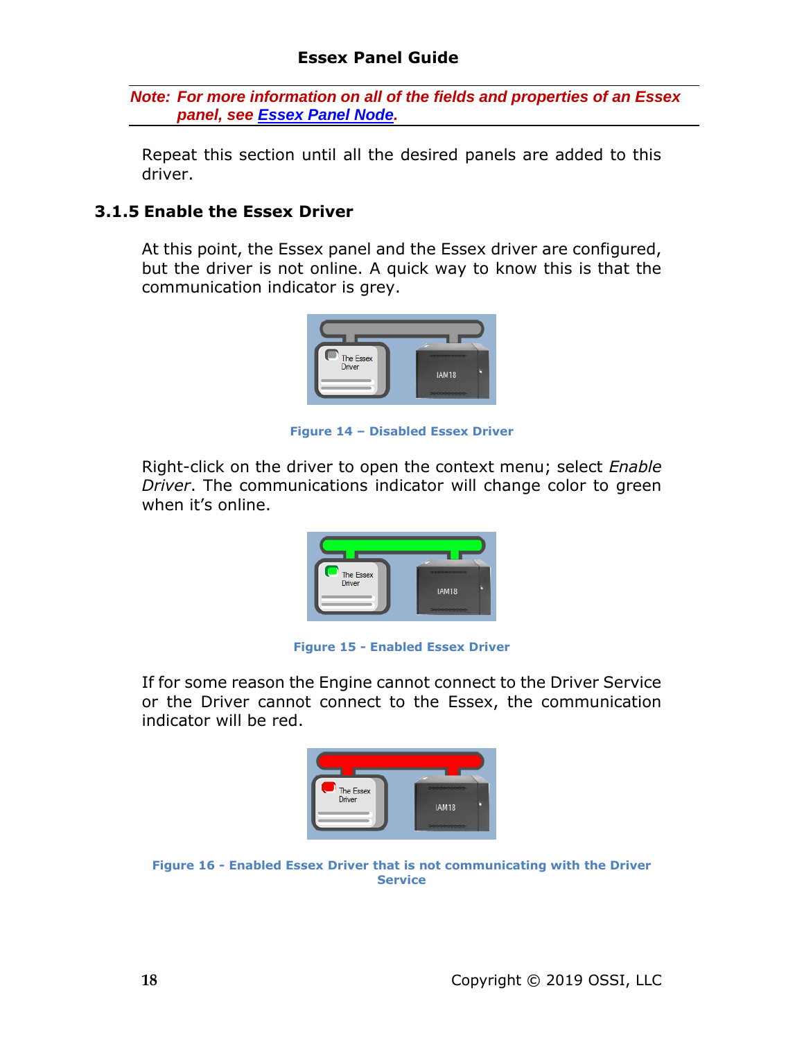*Note: For more information on all of the fields and properties of an Essex panel, see Essex Panel Node.*

Repeat this section until all the desired panels are added to this driver.

### 3.1.5 Enable the Essex Driver

At this point, the Essex panel and the Essex driver are configured, but the driver is not online. A quick way to know this is that the communication indicator is grey.

**Figure 14 – Disabled Essex Driver**

Right-click on the driver to open the context menu; select *Enable Driver*. The communications indicator will change color to green when it's online.

**Figure 15 - Enabled Essex Driver**

If for some reason the Engine cannot connect to the Driver Service or the Driver cannot connect to the Essex, the communication indicator will be red.

**Figure 16 - Enabled Essex Driver that is not communicating with the Driver Service**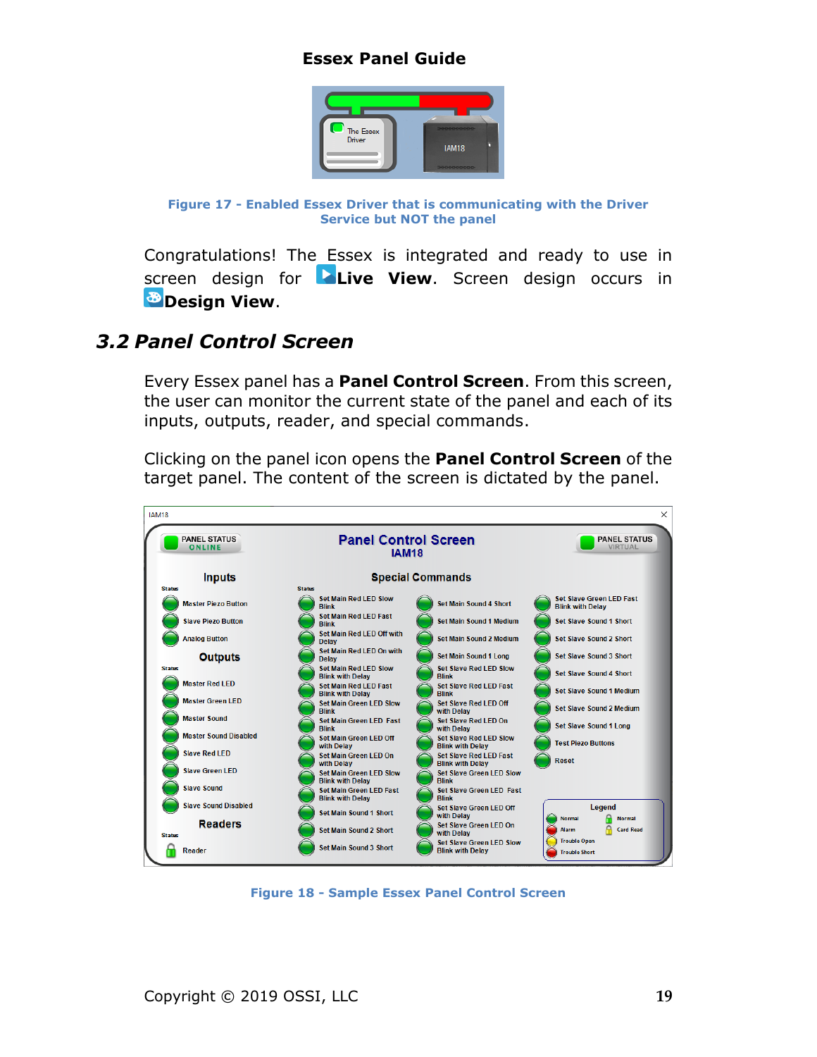Figure 17 - Enabled Essex Driver that is communicating with the Driver Service but NOT the panel

Congratulations! The Essex is integrated and ready to use in screen design for **Live View**. Screen design occurs in **Design View**.

## 3.2 Panel Control Screen

Every Essex panel has a **Panel Control Screen**. From this screen, the user can monitor the current state of the panel and each of its inputs, outputs, reader, and special commands.

Clicking on the panel icon opens the **Panel Control Screen** of the target panel. The content of the screen is dictated by the panel.

Figure 18 - Sample Essex Panel Control Screen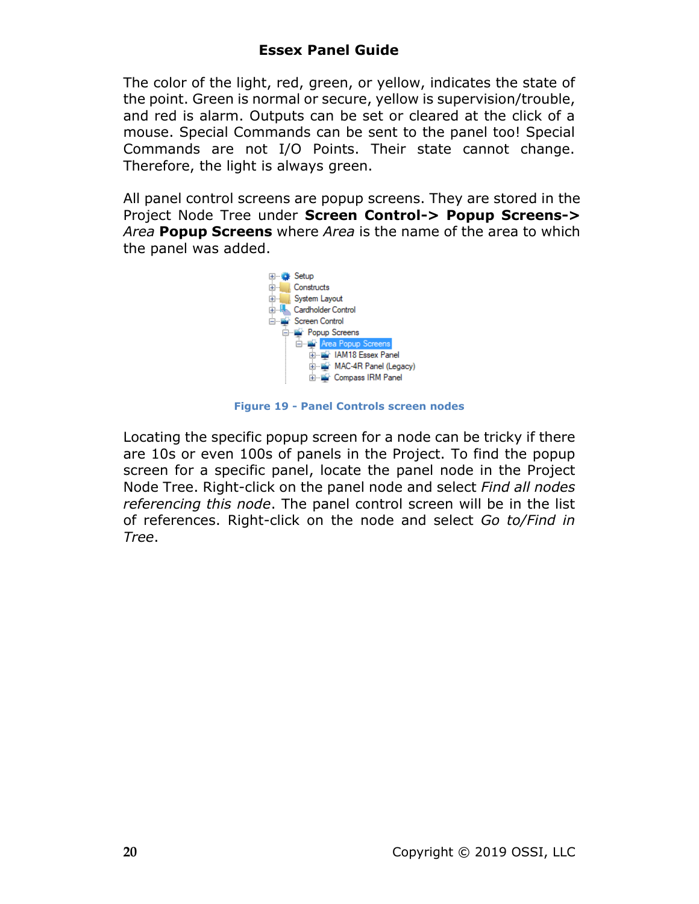The color of the light, red, green, or yellow, indicates the state of the point. Green is normal or secure, yellow is supervision/trouble, and red is alarm. Outputs can be set or cleared at the click of a mouse. Special Commands can be sent to the panel too! Special Commands are not I/O Points. Their state cannot change. Therefore, the light is always green.

All panel control screens are popup screens. They are stored in the Project Node Tree under **Screen Control-> Popup Screens->** *Area* **Popup Screens** where *Area* is the name of the area to which the panel was added.

**Figure 19 - Panel Controls screen nodes**

Locating the specific popup screen for a node can be tricky if there are 10s or even 100s of panels in the Project. To find the popup screen for a specific panel, locate the panel node in the Project Node Tree. Right-click on the panel node and select *Find all nodes referencing this node*. The panel control screen will be in the list of references. Right-click on the node and select *Go to/Find in Tree*.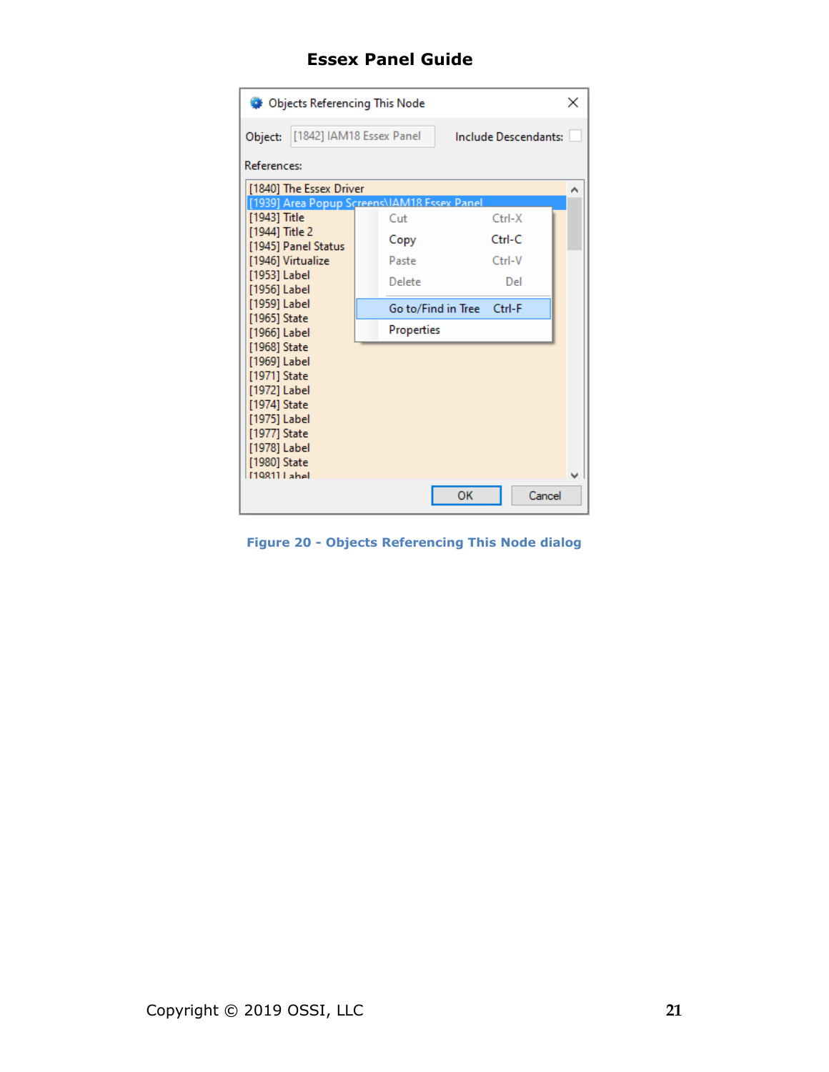Figure 20 - Objects Referencing This Node dialog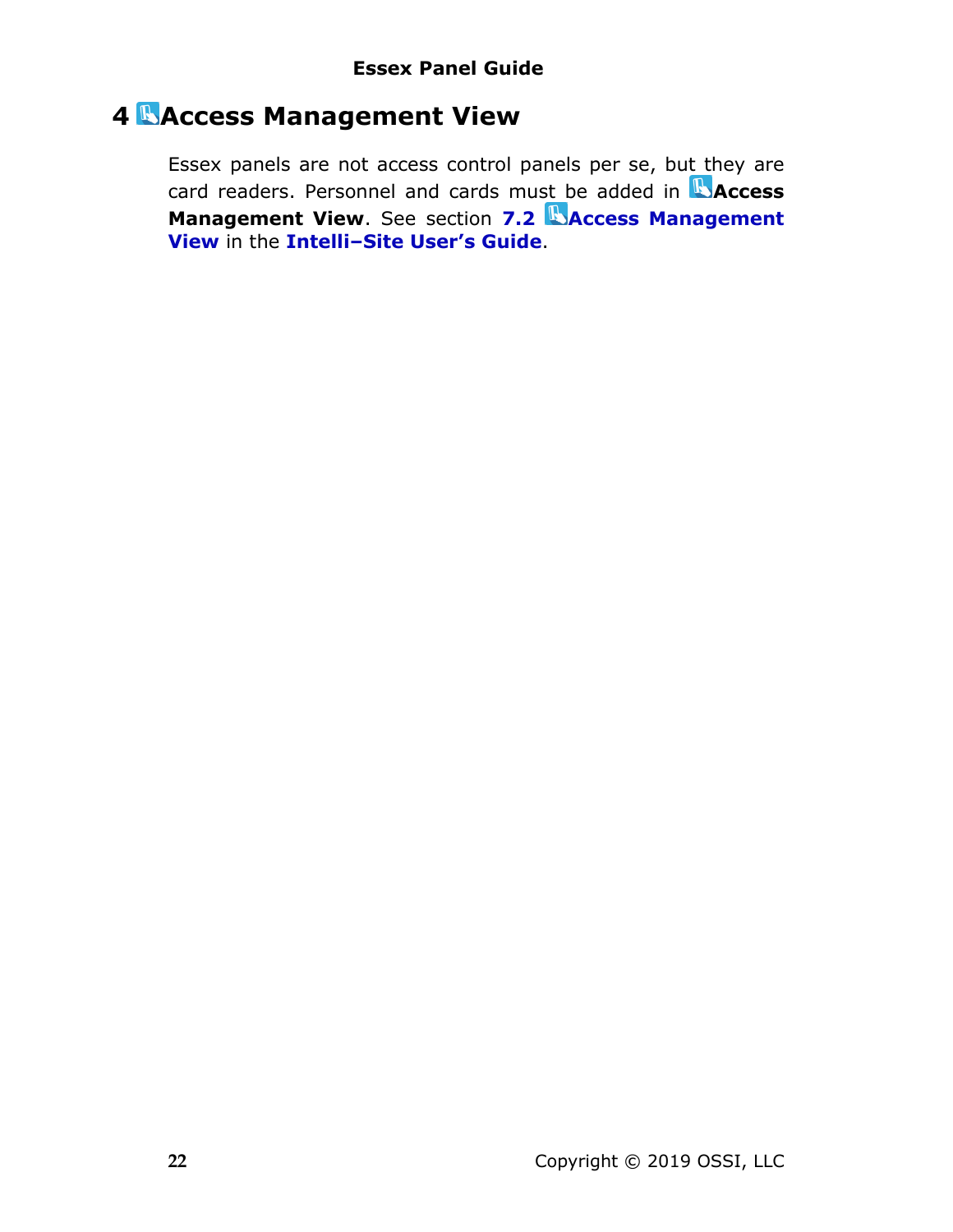# 4 Access Management View

Essex panels are not access control panels per se, but they are card readers. Personnel and cards must be added in **Access Management View**. See section **7.2 Access Management View** in the **Intelli–Site User's Guide**.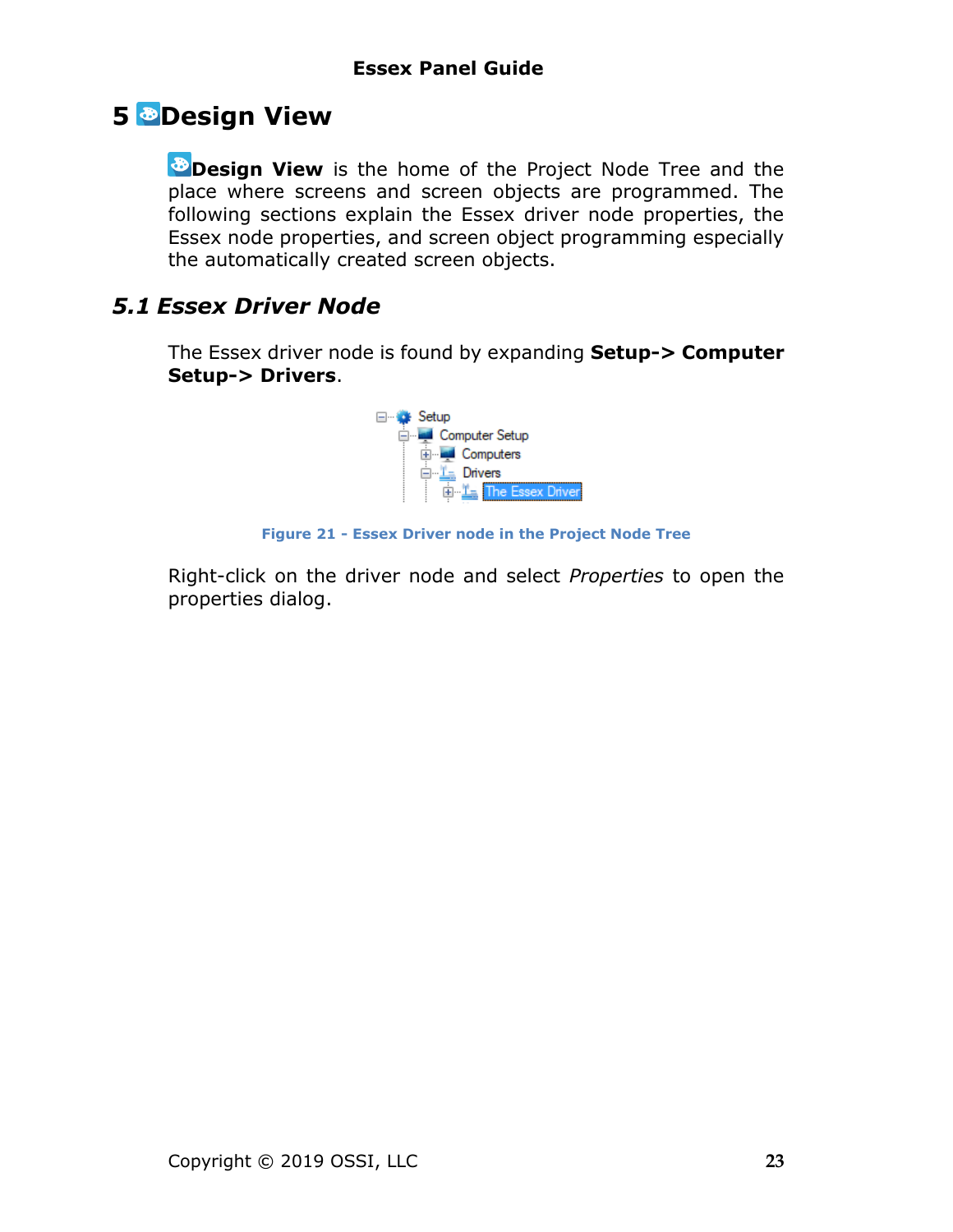# 5 Design View

**Design View** is the home of the Project Node Tree and the place where screens and screen objects are programmed. The following sections explain the Essex driver node properties, the Essex node properties, and screen object programming especially the automatically created screen objects.

## *5.1 Essex Driver Node*

The Essex driver node is found by expanding **Setup-> Computer Setup-> Drivers**.

**Figure 21 - Essex Driver node in the Project Node Tree**

Right-click on the driver node and select *Properties* to open the properties dialog.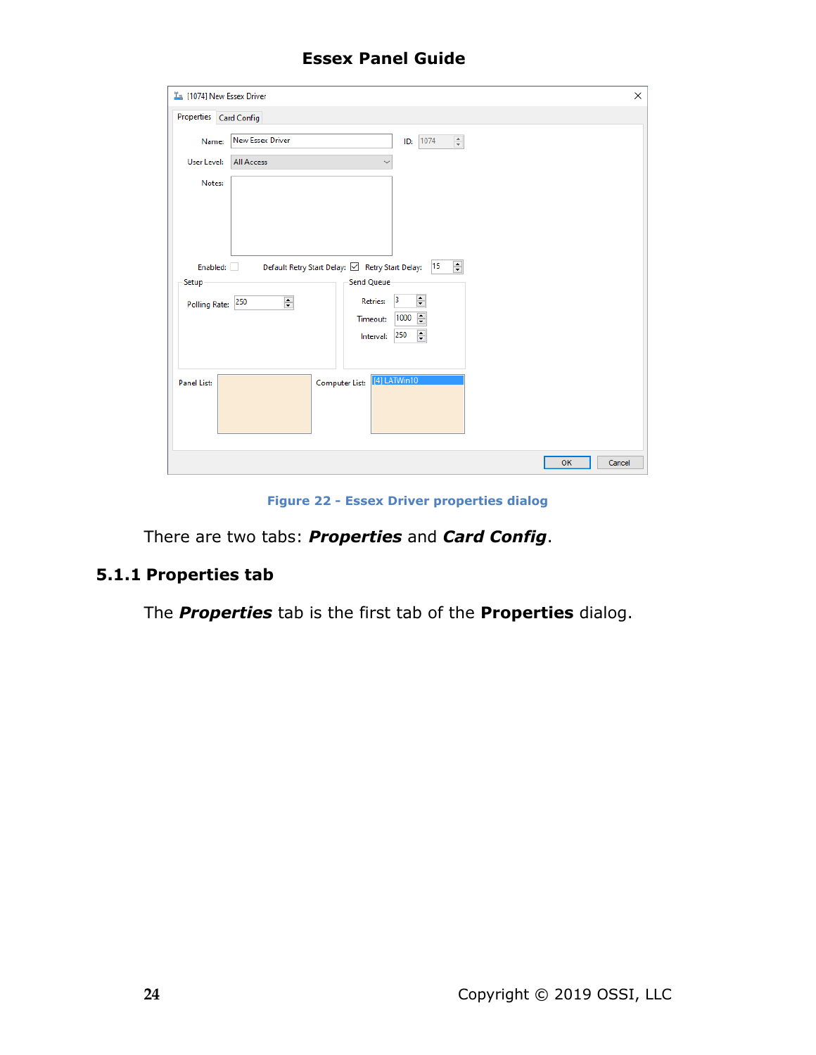Figure 22 - Essex Driver properties dialog

There are two tabs: ***Properties*** and ***Card Config***.

### 5.1.1 Properties tab

The ***Properties*** tab is the first tab of the **Properties** dialog.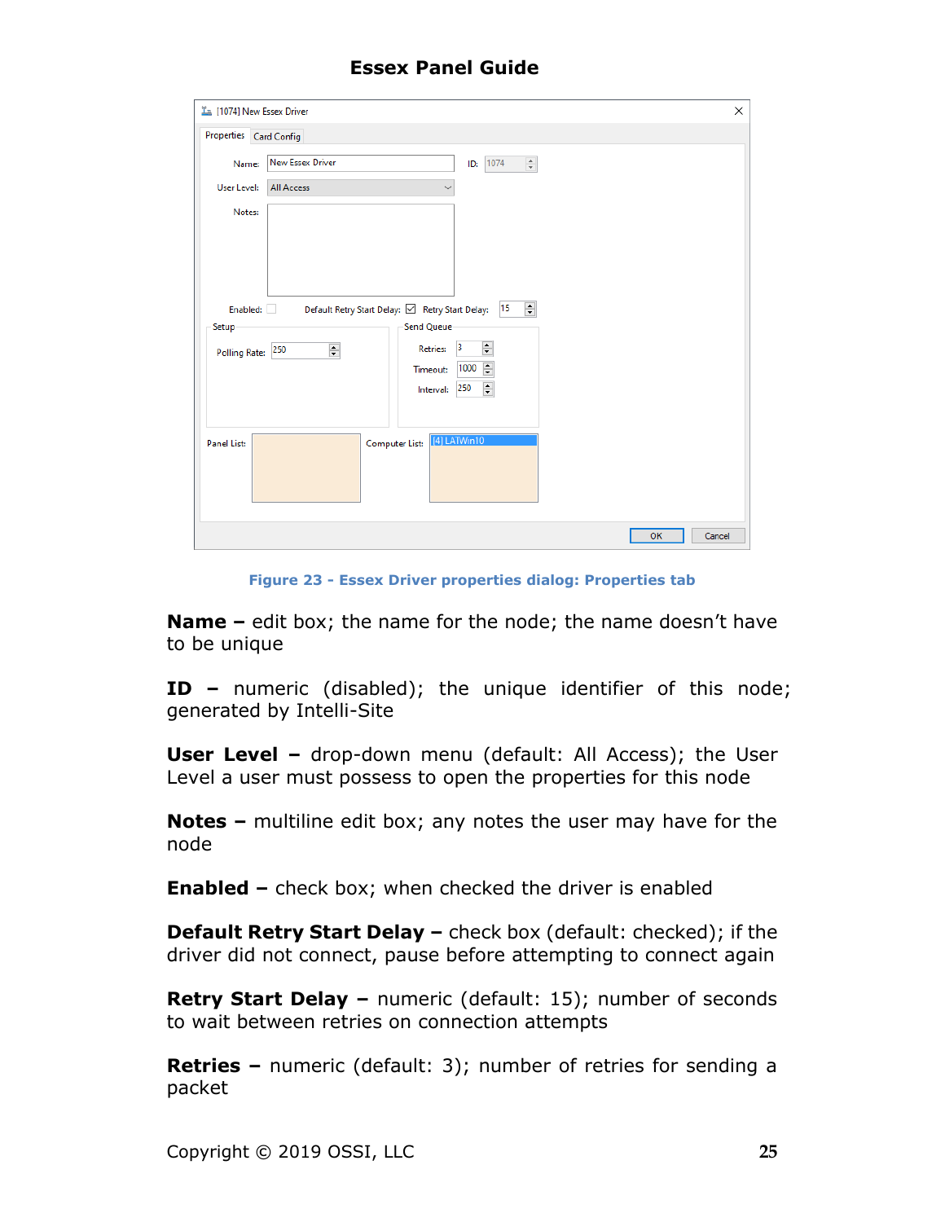Figure 23 - Essex Driver properties dialog: Properties tab

**Name –** edit box; the name for the node; the name doesn't have to be unique

**ID –** numeric (disabled); the unique identifier of this node; generated by Intelli-Site

**User Level –** drop-down menu (default: All Access); the User Level a user must possess to open the properties for this node

**Notes –** multiline edit box; any notes the user may have for the node

**Enabled –** check box; when checked the driver is enabled

**Default Retry Start Delay –** check box (default: checked); if the driver did not connect, pause before attempting to connect again

**Retry Start Delay –** numeric (default: 15); number of seconds to wait between retries on connection attempts

**Retries –** numeric (default: 3); number of retries for sending a packet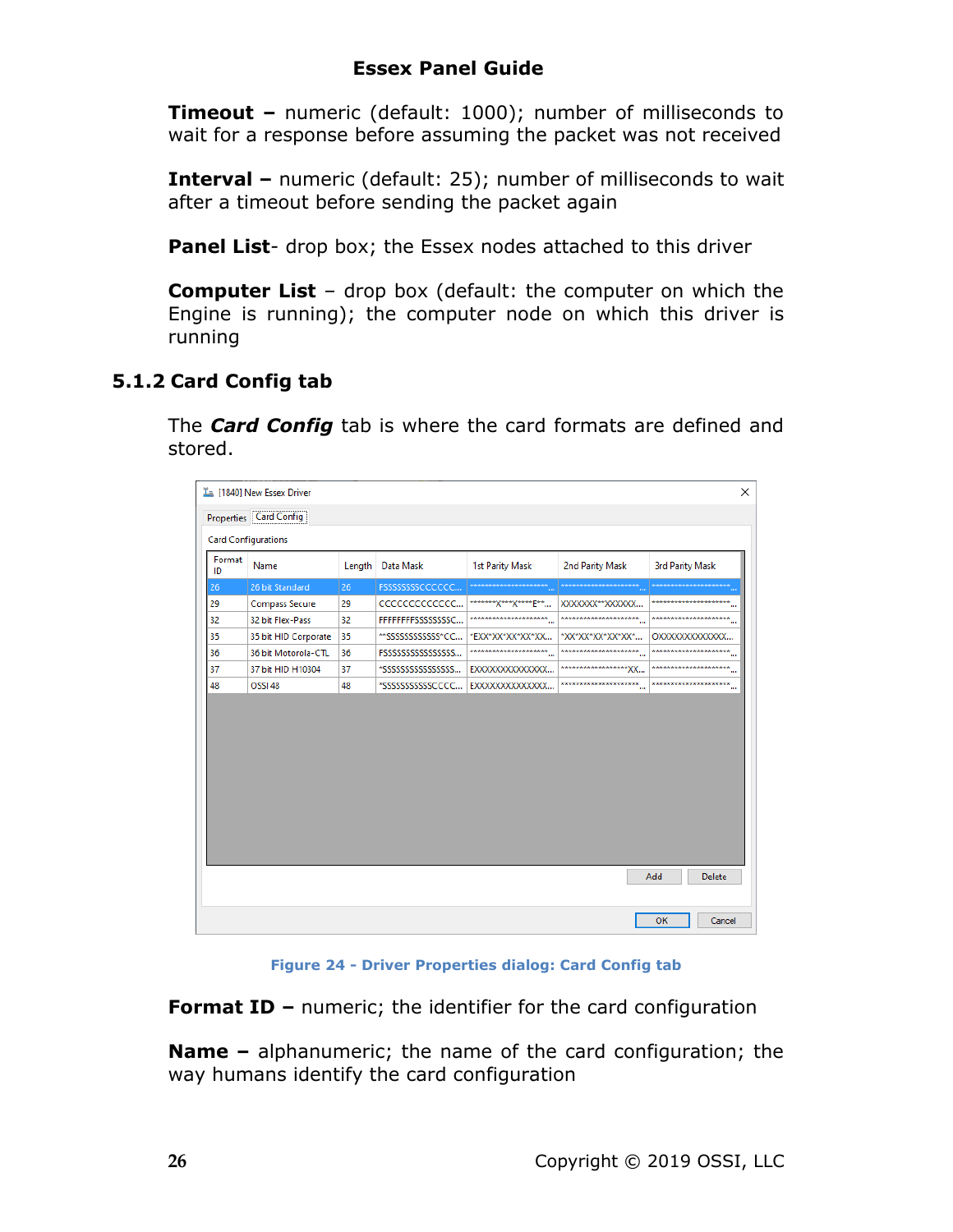**Timeout –** numeric (default: 1000); number of milliseconds to wait for a response before assuming the packet was not received

**Interval –** numeric (default: 25); number of milliseconds to wait after a timeout before sending the packet again

**Panel List**- drop box; the Essex nodes attached to this driver

**Computer List** – drop box (default: the computer on which the Engine is running); the computer node on which this driver is running

### 5.1.2 Card Config tab

The ***Card Config*** tab is where the card formats are defined and stored.

**Figure 24 - Driver Properties dialog: Card Config tab**

**Format ID –** numeric; the identifier for the card configuration

**Name –** alphanumeric; the name of the card configuration; the way humans identify the card configuration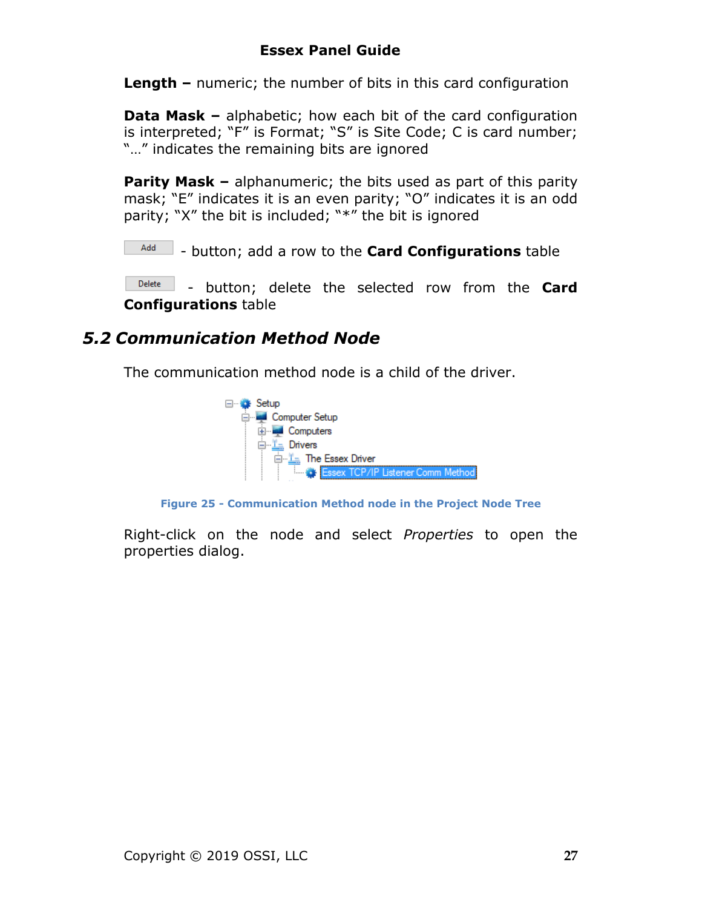**Length –** numeric; the number of bits in this card configuration

**Data Mask –** alphabetic; how each bit of the card configuration is interpreted; "F" is Format; "S" is Site Code; C is card number; "…" indicates the remaining bits are ignored

**Parity Mask –** alphanumeric; the bits used as part of this parity mask; "E" indicates it is an even parity; "O" indicates it is an odd parity; "X" the bit is included; "*" the bit is ignored

Add - button; add a row to the **Card Configurations** table

Delete - button; delete the selected row from the **Card Configurations** table

## *5.2 Communication Method Node*

The communication method node is a child of the driver.

**Figure 25 - Communication Method node in the Project Node Tree**

Right-click on the node and select *Properties* to open the properties dialog.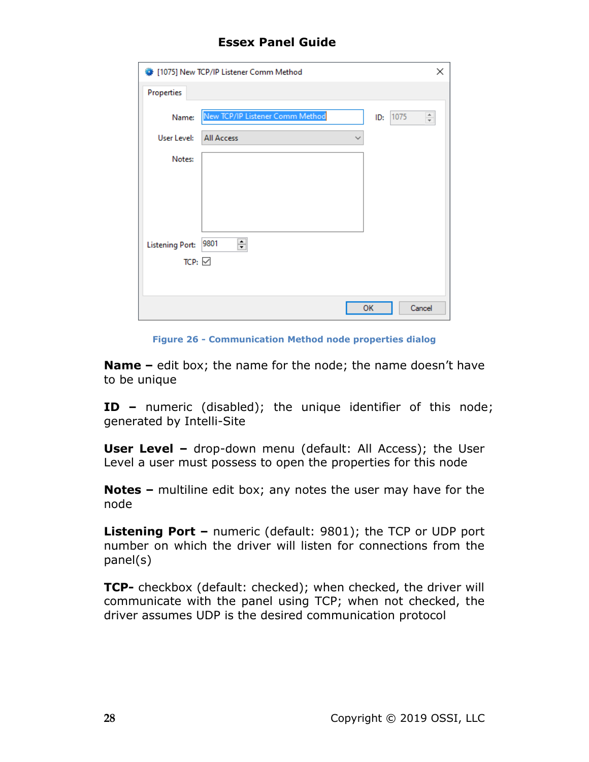Figure 26 - Communication Method node properties dialog

**Name –** edit box; the name for the node; the name doesn't have to be unique

**ID –** numeric (disabled); the unique identifier of this node; generated by Intelli-Site

**User Level –** drop-down menu (default: All Access); the User Level a user must possess to open the properties for this node

**Notes –** multiline edit box; any notes the user may have for the node

**Listening Port –** numeric (default: 9801); the TCP or UDP port number on which the driver will listen for connections from the panel(s)

**TCP-** checkbox (default: checked); when checked, the driver will communicate with the panel using TCP; when not checked, the driver assumes UDP is the desired communication protocol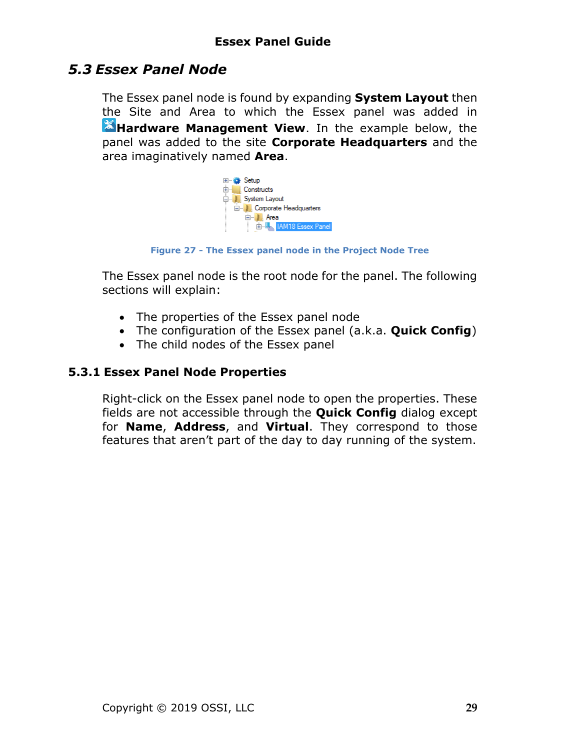## 5.3 Essex Panel Node

The Essex panel node is found by expanding **System Layout** then the Site and Area to which the Essex panel was added in **Hardware Management View**. In the example below, the panel was added to the site **Corporate Headquarters** and the area imaginatively named **Area**.

Figure 27 - The Essex panel node in the Project Node Tree

The Essex panel node is the root node for the panel. The following sections will explain:

- The properties of the Essex panel node
- The configuration of the Essex panel (a.k.a. **Quick Config**)
- The child nodes of the Essex panel

### 5.3.1 Essex Panel Node Properties

Right-click on the Essex panel node to open the properties. These fields are not accessible through the **Quick Config** dialog except for **Name**, **Address**, and **Virtual**. They correspond to those features that aren't part of the day to day running of the system.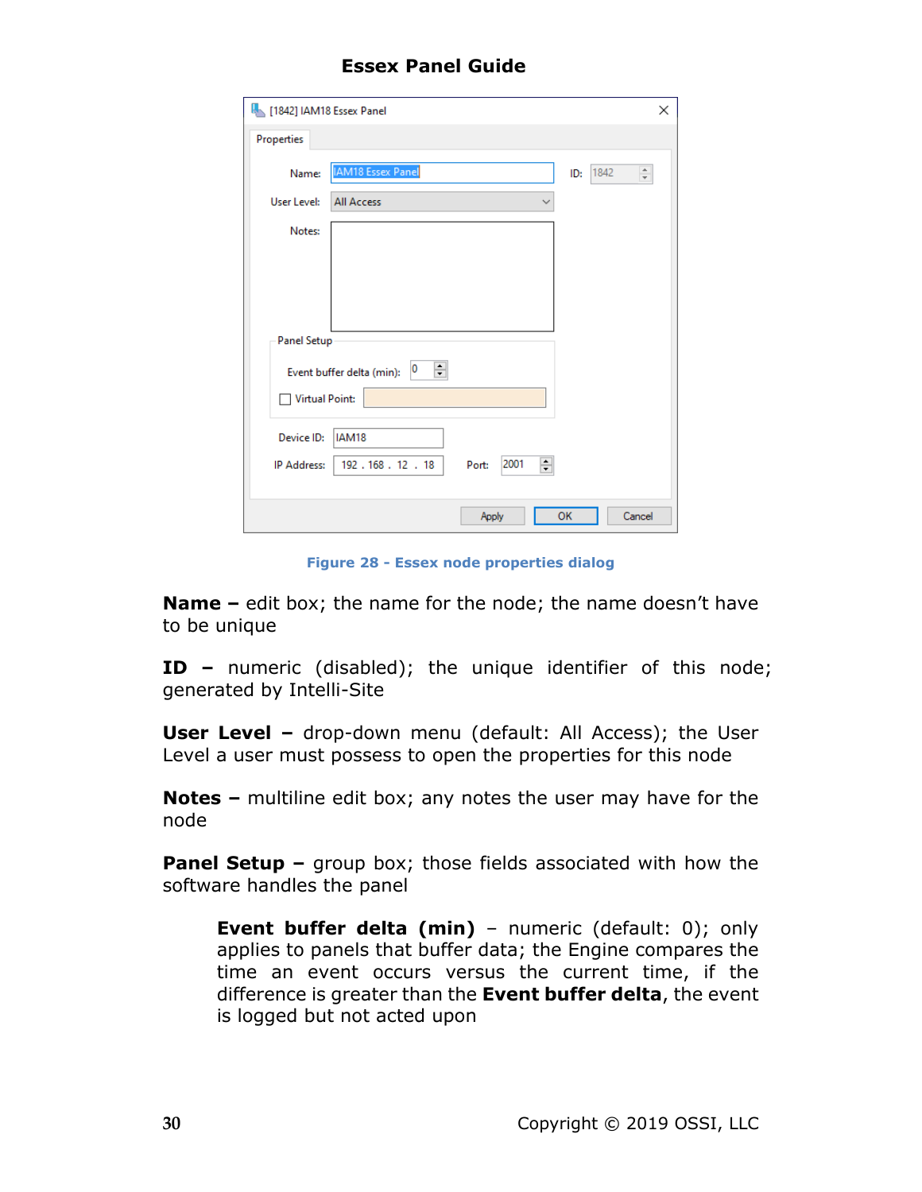Figure 28 - Essex node properties dialog

**Name –** edit box; the name for the node; the name doesn't have to be unique

**ID –** numeric (disabled); the unique identifier of this node; generated by Intelli-Site

**User Level –** drop-down menu (default: All Access); the User Level a user must possess to open the properties for this node

**Notes –** multiline edit box; any notes the user may have for the node

**Panel Setup –** group box; those fields associated with how the software handles the panel

> **Event buffer delta (min)** – numeric (default: 0); only applies to panels that buffer data; the Engine compares the time an event occurs versus the current time, if the difference is greater than the **Event buffer delta**, the event is logged but not acted upon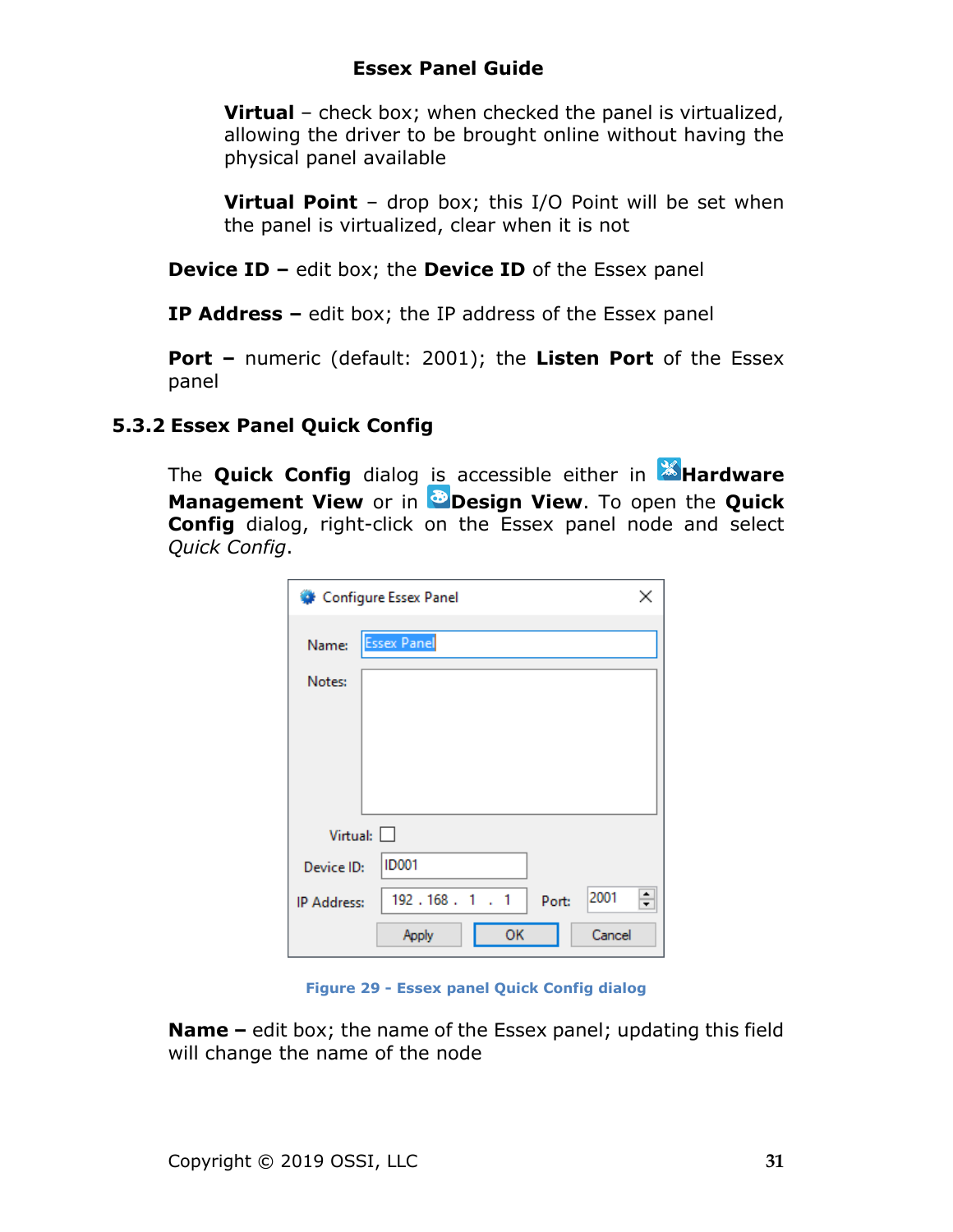**Virtual** – check box; when checked the panel is virtualized, allowing the driver to be brought online without having the physical panel available

**Virtual Point** – drop box; this I/O Point will be set when the panel is virtualized, clear when it is not

**Device ID –** edit box; the **Device ID** of the Essex panel

**IP Address –** edit box; the IP address of the Essex panel

**Port –** numeric (default: 2001); the **Listen Port** of the Essex panel

### 5.3.2 Essex Panel Quick Config

The **Quick Config** dialog is accessible either in **Hardware Management View** or in **Design View**. To open the **Quick Config** dialog, right-click on the Essex panel node and select *Quick Config*.

Figure 29 - Essex panel Quick Config dialog

**Name –** edit box; the name of the Essex panel; updating this field will change the name of the node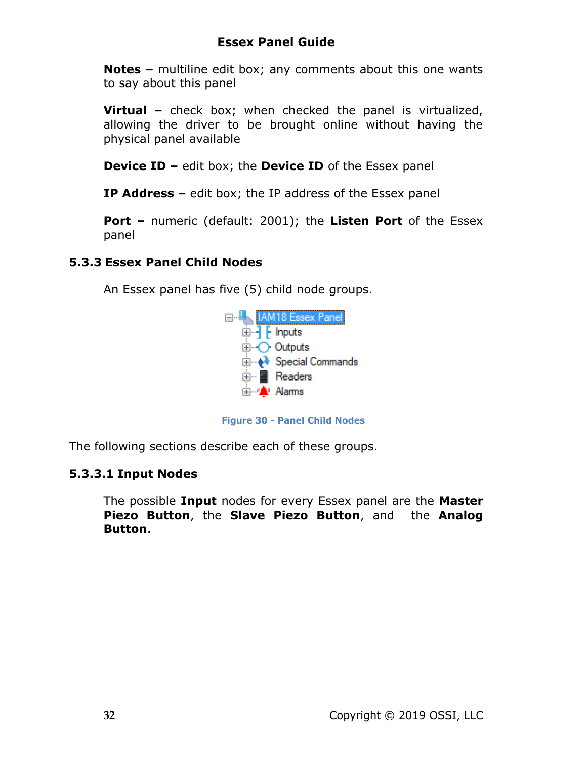**Notes –** multiline edit box; any comments about this one wants to say about this panel

**Virtual –** check box; when checked the panel is virtualized, allowing the driver to be brought online without having the physical panel available

**Device ID –** edit box; the **Device ID** of the Essex panel

**IP Address –** edit box; the IP address of the Essex panel

**Port –** numeric (default: 2001); the **Listen Port** of the Essex panel

### 5.3.3 Essex Panel Child Nodes

An Essex panel has five (5) child node groups.

Figure 30 - Panel Child Nodes

The following sections describe each of these groups.

#### 5.3.3.1 Input Nodes

The possible **Input** nodes for every Essex panel are the **Master Piezo Button**, the **Slave Piezo Button**, and the **Analog Button**.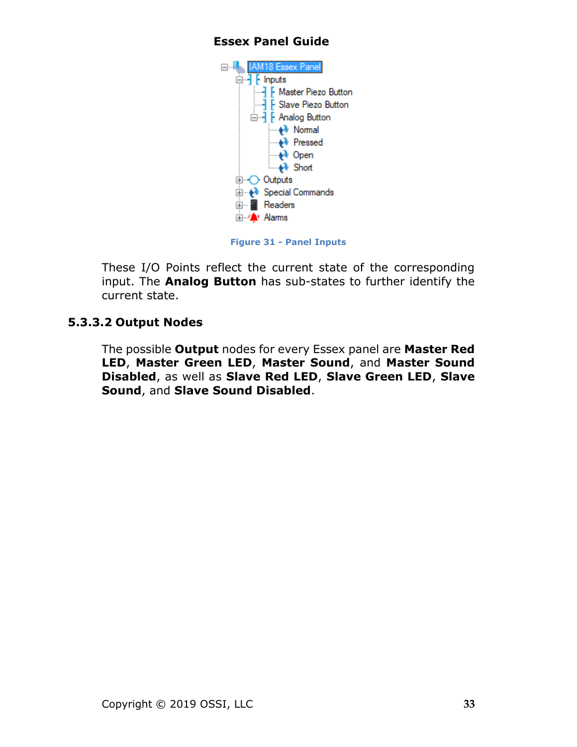Figure 31 - Panel Inputs

These I/O Points reflect the current state of the corresponding input. The **Analog Button** has sub-states to further identify the current state.

### 5.3.3.2 Output Nodes

The possible **Output** nodes for every Essex panel are **Master Red LED**, **Master Green LED**, **Master Sound**, and **Master Sound Disabled**, as well as **Slave Red LED**, **Slave Green LED**, **Slave Sound**, and **Slave Sound Disabled**.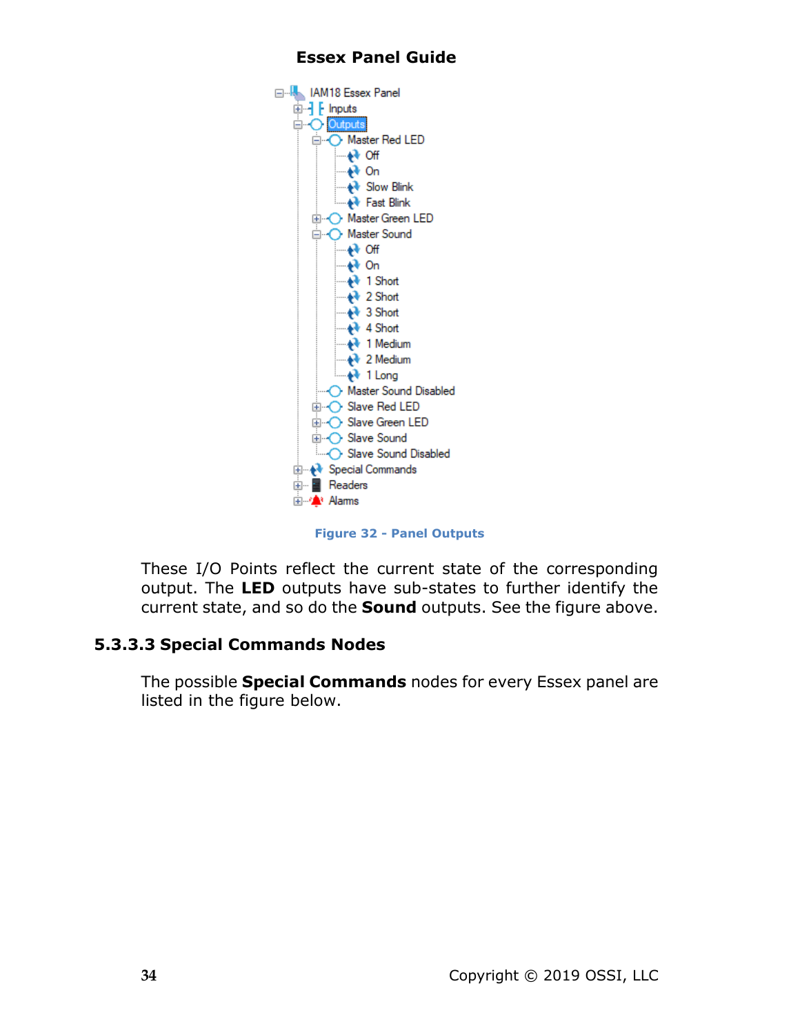Figure 32 - Panel Outputs

These I/O Points reflect the current state of the corresponding output. The **LED** outputs have sub-states to further identify the current state, and so do the **Sound** outputs. See the figure above.

### 5.3.3.3 Special Commands Nodes

The possible **Special Commands** nodes for every Essex panel are listed in the figure below.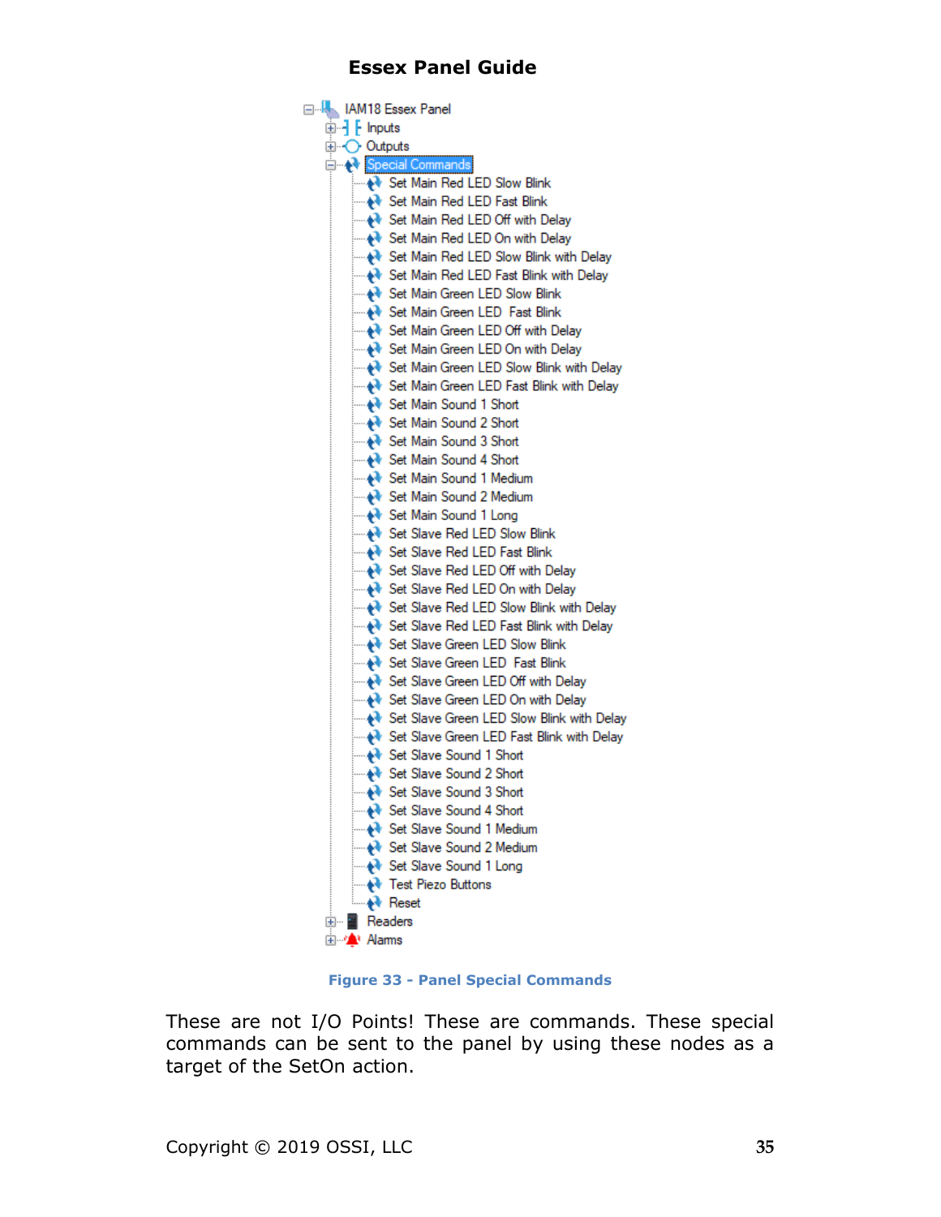**Essex Panel Guide**

- IAM18 Essex Panel
  - Inputs
  - Outputs
  - Special Commands
    - Set Main Red LED Slow Blink
    - Set Main Red LED Fast Blink
    - Set Main Red LED Off with Delay
    - Set Main Red LED On with Delay
    - Set Main Red LED Slow Blink with Delay
    - Set Main Red LED Fast Blink with Delay
    - Set Main Green LED Slow Blink
    - Set Main Green LED Fast Blink
    - Set Main Green LED Off with Delay
    - Set Main Green LED On with Delay
    - Set Main Green LED Slow Blink with Delay
    - Set Main Green LED Fast Blink with Delay
    - Set Main Sound 1 Short
    - Set Main Sound 2 Short
    - Set Main Sound 3 Short
    - Set Main Sound 4 Short
    - Set Main Sound 1 Medium
    - Set Main Sound 2 Medium
    - Set Main Sound 1 Long
    - Set Slave Red LED Slow Blink
    - Set Slave Red LED Fast Blink
    - Set Slave Red LED Off with Delay
    - Set Slave Red LED On with Delay
    - Set Slave Red LED Slow Blink with Delay
    - Set Slave Red LED Fast Blink with Delay
    - Set Slave Green LED Slow Blink
    - Set Slave Green LED Fast Blink
    - Set Slave Green LED Off with Delay
    - Set Slave Green LED On with Delay
    - Set Slave Green LED Slow Blink with Delay
    - Set Slave Green LED Fast Blink with Delay
    - Set Slave Sound 1 Short
    - Set Slave Sound 2 Short
    - Set Slave Sound 3 Short
    - Set Slave Sound 4 Short
    - Set Slave Sound 1 Medium
    - Set Slave Sound 2 Medium
    - Set Slave Sound 1 Long
    - Test Piezo Buttons
    - Reset
  - Readers
  - Alarms

Figure 33 - Panel Special Commands

These are not I/O Points! These are commands. These special commands can be sent to the panel by using these nodes as a target of the SetOn action.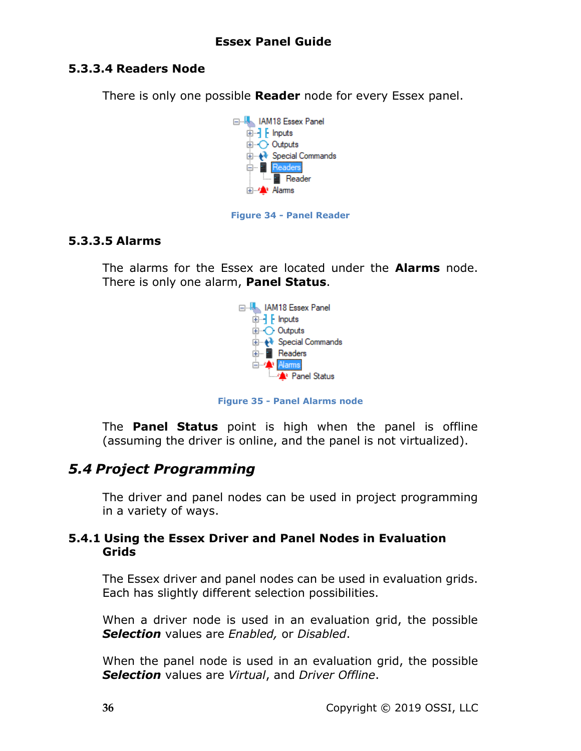### 5.3.3.4 Readers Node

There is only one possible **Reader** node for every Essex panel.

Figure 34 - Panel Reader

### 5.3.3.5 Alarms

The alarms for the Essex are located under the **Alarms** node. There is only one alarm, **Panel Status**.

Figure 35 - Panel Alarms node

The **Panel Status** point is high when the panel is offline (assuming the driver is online, and the panel is not virtualized).

## 5.4 Project Programming

The driver and panel nodes can be used in project programming in a variety of ways.

### 5.4.1 Using the Essex Driver and Panel Nodes in Evaluation Grids

The Essex driver and panel nodes can be used in evaluation grids. Each has slightly different selection possibilities.

When a driver node is used in an evaluation grid, the possible ***Selection*** values are *Enabled,* or *Disabled*.

When the panel node is used in an evaluation grid, the possible ***Selection*** values are *Virtual*, and *Driver Offline*.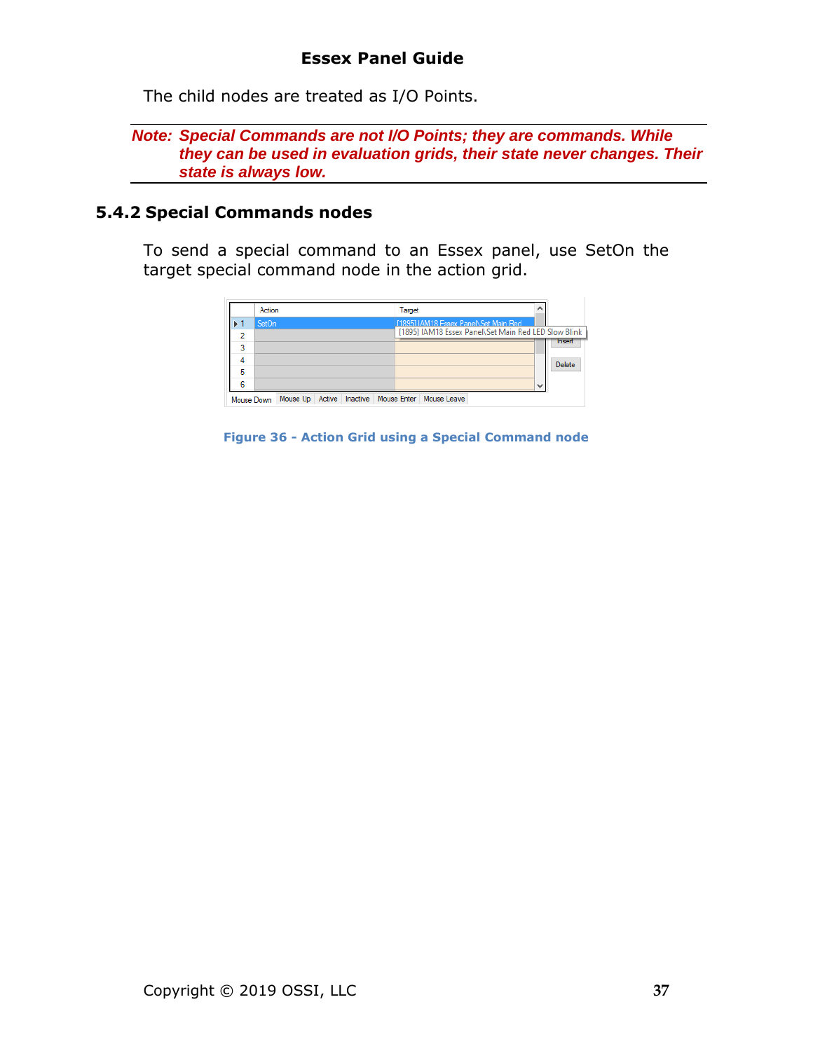The child nodes are treated as I/O Points.

---

***Note: Special Commands are not I/O Points; they are commands. While they can be used in evaluation grids, their state never changes. Their state is always low.***

---

### 5.4.2 Special Commands nodes

To send a special command to an Essex panel, use SetOn the target special command node in the action grid.

**Figure 36 - Action Grid using a Special Command node**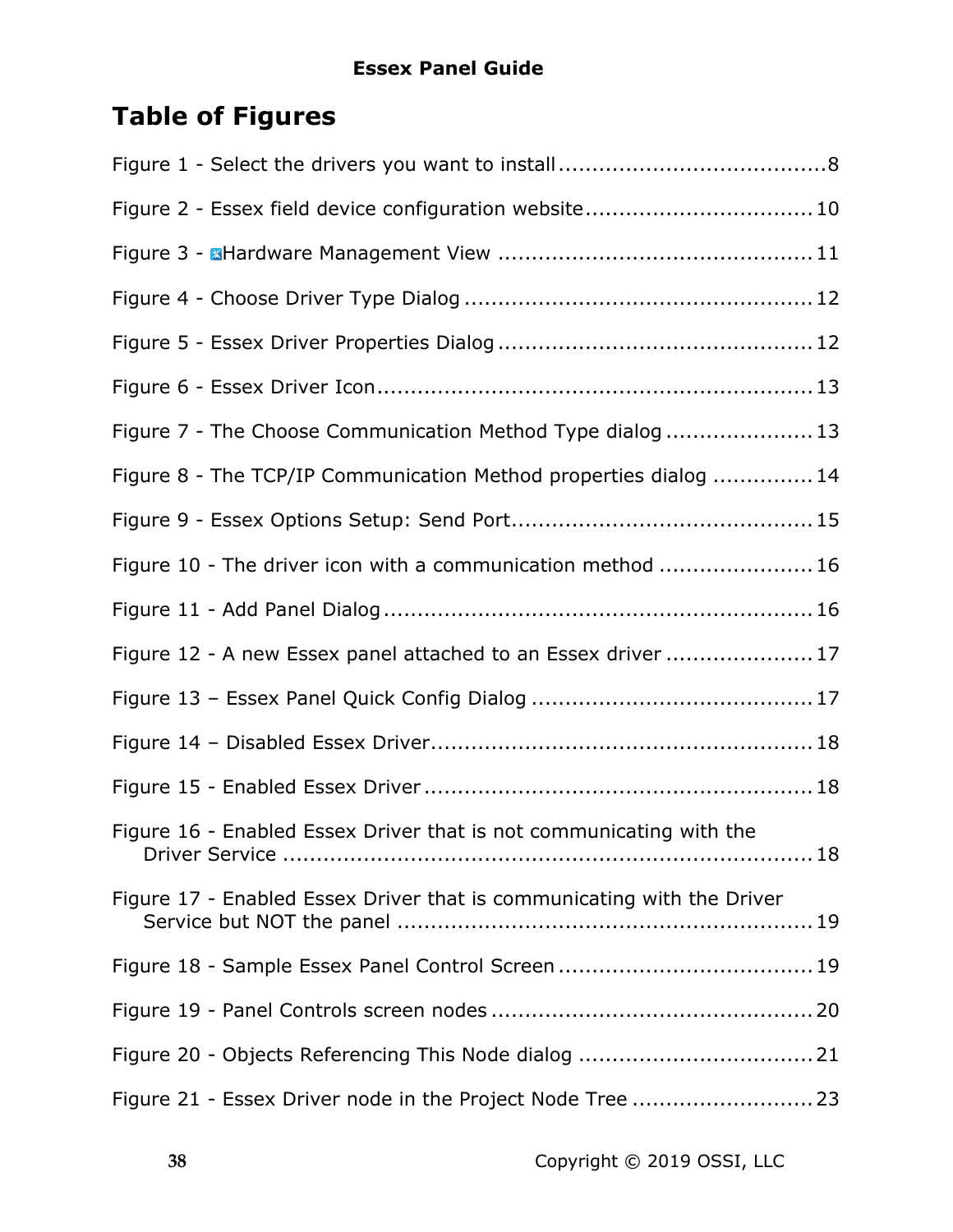# Table of Figures

Figure 1 - Select the drivers you want to install ........................................ 8

Figure 2 - Essex field device configuration website .................................. 10

Figure 3 - Hardware Management View ............................................... 11

Figure 4 - Choose Driver Type Dialog .................................................... 12

Figure 5 - Essex Driver Properties Dialog ............................................... 12

Figure 6 - Essex Driver Icon ................................................................. 13

Figure 7 - The Choose Communication Method Type dialog ...................... 13

Figure 8 - The TCP/IP Communication Method properties dialog ............... 14

Figure 9 - Essex Options Setup: Send Port ............................................. 15

Figure 10 - The driver icon with a communication method ....................... 16

Figure 11 - Add Panel Dialog ................................................................ 16

Figure 12 - A new Essex panel attached to an Essex driver ...................... 17

Figure 13 – Essex Panel Quick Config Dialog .......................................... 17

Figure 14 – Disabled Essex Driver ......................................................... 18

Figure 15 - Enabled Essex Driver .......................................................... 18

Figure 16 - Enabled Essex Driver that is not communicating with the Driver Service ................................................................................ 18

Figure 17 - Enabled Essex Driver that is communicating with the Driver Service but NOT the panel .............................................................. 19

Figure 18 - Sample Essex Panel Control Screen ...................................... 19

Figure 19 - Panel Controls screen nodes ................................................ 20

Figure 20 - Objects Referencing This Node dialog ................................... 21

Figure 21 - Essex Driver node in the Project Node Tree ........................... 23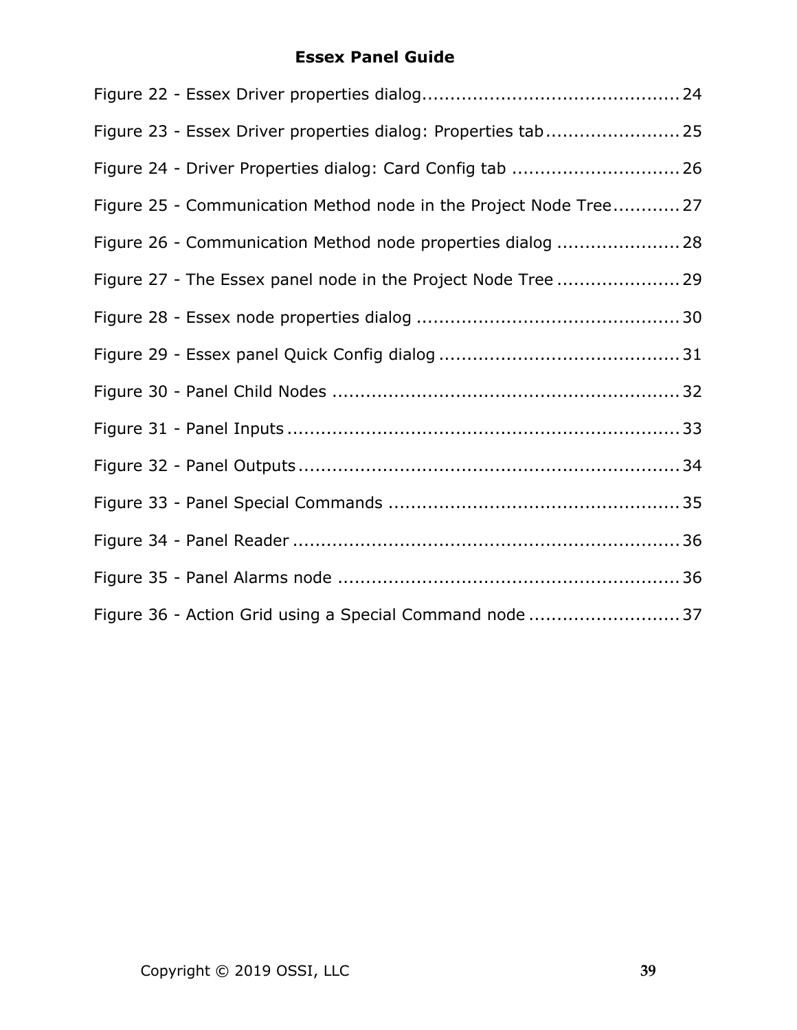Figure 22 - Essex Driver properties dialog.............................................24

Figure 23 - Essex Driver properties dialog: Properties tab........................25

Figure 24 - Driver Properties dialog: Card Config tab .............................26

Figure 25 - Communication Method node in the Project Node Tree............27

Figure 26 - Communication Method node properties dialog ......................28

Figure 27 - The Essex panel node in the Project Node Tree ......................29

Figure 28 - Essex node properties dialog ...............................................30

Figure 29 - Essex panel Quick Config dialog ...........................................31

Figure 30 - Panel Child Nodes .............................................................32

Figure 31 - Panel Inputs .....................................................................33

Figure 32 - Panel Outputs....................................................................34

Figure 33 - Panel Special Commands ....................................................35

Figure 34 - Panel Reader .....................................................................36

Figure 35 - Panel Alarms node .............................................................36

Figure 36 - Action Grid using a Special Command node ...........................37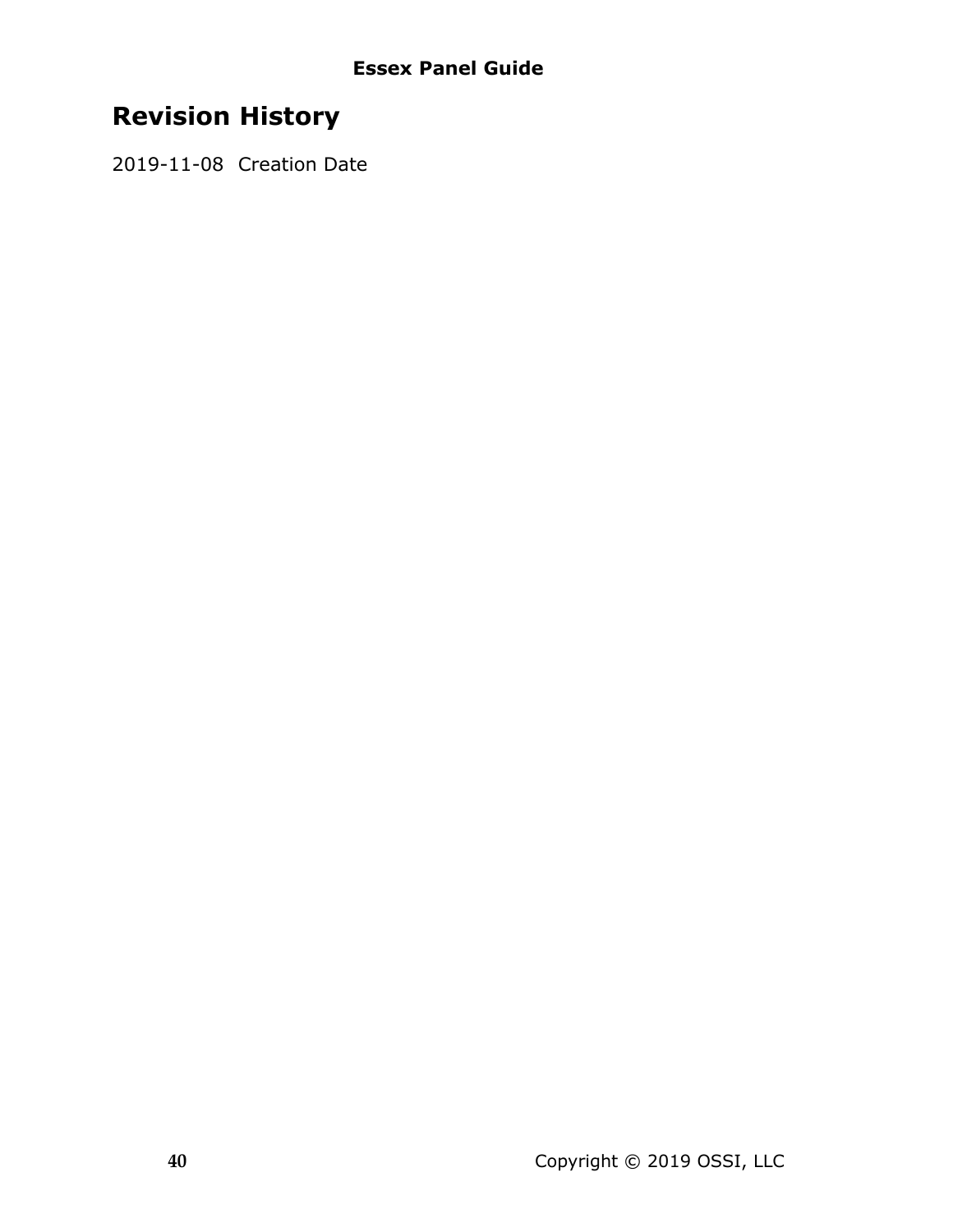# Revision History

2019-11-08 Creation Date